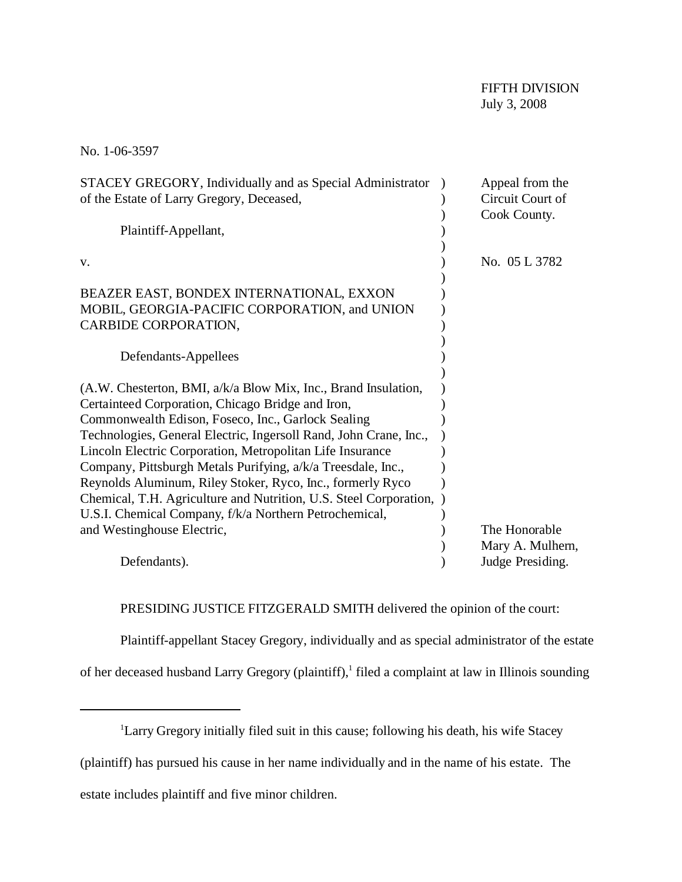FIFTH DIVISION
July 3, 2008

No. 1-06-3597

| | | |
|---|---|---|
| STACEY GREGORY, Individually and as Special Administrator of the Estate of Larry Gregory, Deceased, | ) | Appeal from the Circuit Court of Cook County. |
| Plaintiff-Appellant, | ) | |
| v. | ) | No. 05 L 3782 |
| BEAZER EAST, BONDEX INTERNATIONAL, EXXON MOBIL, GEORGIA-PACIFIC CORPORATION, and UNION CARBIDE CORPORATION, | ) | |
| Defendants-Appellees | ) | |
| (A.W. Chesterton, BMI, a/k/a Blow Mix, Inc., Brand Insulation, Certainteed Corporation, Chicago Bridge and Iron, Commonwealth Edison, Foseco, Inc., Garlock Sealing Technologies, General Electric, Ingersoll Rand, John Crane, Inc., Lincoln Electric Corporation, Metropolitan Life Insurance Company, Pittsburgh Metals Purifying, a/k/a Treesdale, Inc., Reynolds Aluminum, Riley Stoker, Ryco, Inc., formerly Ryco Chemical, T.H. Agriculture and Nutrition, U.S. Steel Corporation, U.S.I. Chemical Company, f/k/a Northern Petrochemical, and Westinghouse Electric, | ) | The Honorable Mary A. Mulhern, |
| Defendants). | ) | Judge Presiding. |

PRESIDING JUSTICE FITZGERALD SMITH delivered the opinion of the court:

Plaintiff-appellant Stacey Gregory, individually and as special administrator of the estate of her deceased husband Larry Gregory (plaintiff),[1] filed a complaint at law in Illinois sounding

---

[1]Larry Gregory initially filed suit in this cause; following his death, his wife Stacey (plaintiff) has pursued his cause in her name individually and in the name of his estate. The estate includes plaintiff and five minor children.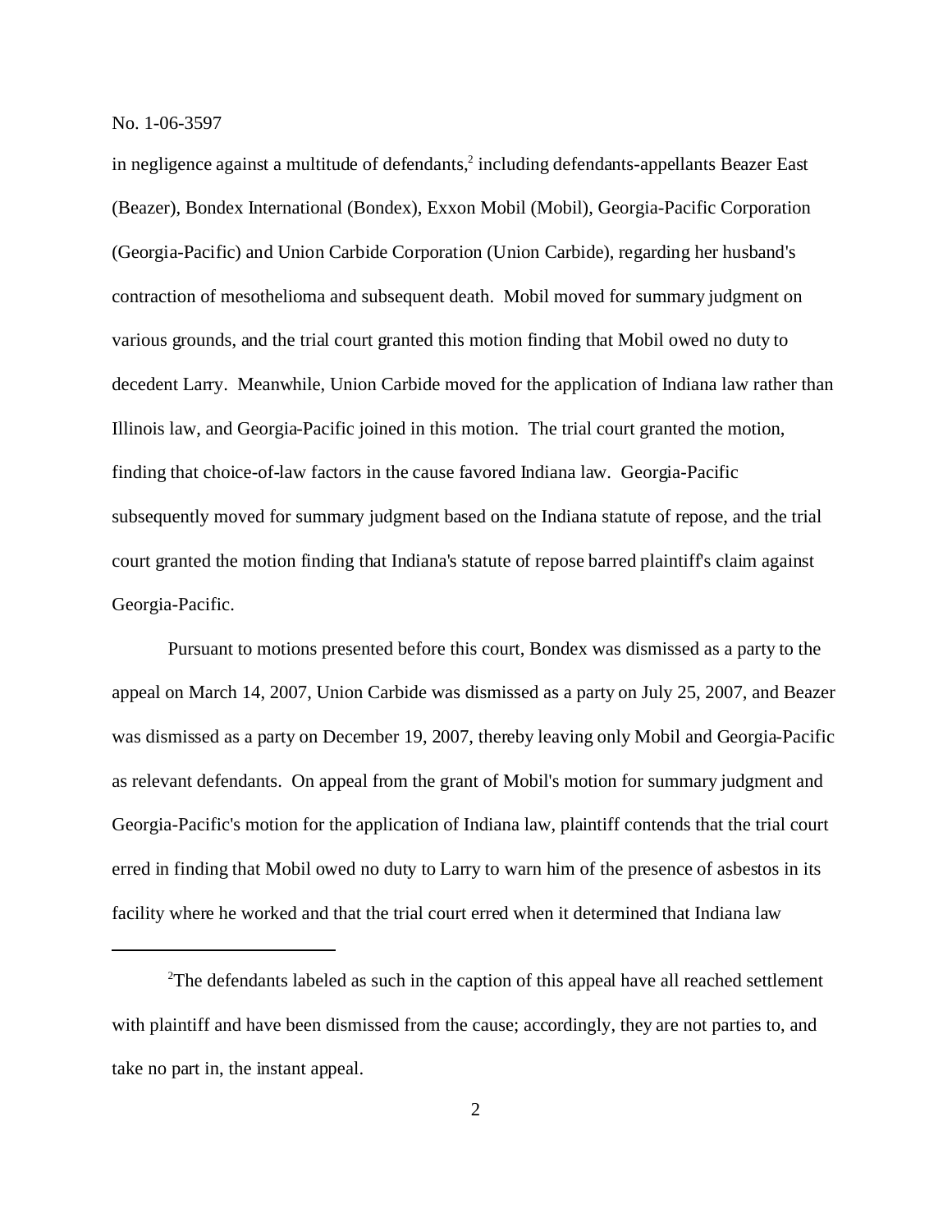in negligence against a multitude of defendants,[2] including defendants-appellants Beazer East (Beazer), Bondex International (Bondex), Exxon Mobil (Mobil), Georgia-Pacific Corporation (Georgia-Pacific) and Union Carbide Corporation (Union Carbide), regarding her husband's contraction of mesothelioma and subsequent death. Mobil moved for summary judgment on various grounds, and the trial court granted this motion finding that Mobil owed no duty to decedent Larry. Meanwhile, Union Carbide moved for the application of Indiana law rather than Illinois law, and Georgia-Pacific joined in this motion. The trial court granted the motion, finding that choice-of-law factors in the cause favored Indiana law. Georgia-Pacific subsequently moved for summary judgment based on the Indiana statute of repose, and the trial court granted the motion finding that Indiana's statute of repose barred plaintiff's claim against Georgia-Pacific.

Pursuant to motions presented before this court, Bondex was dismissed as a party to the appeal on March 14, 2007, Union Carbide was dismissed as a party on July 25, 2007, and Beazer was dismissed as a party on December 19, 2007, thereby leaving only Mobil and Georgia-Pacific as relevant defendants. On appeal from the grant of Mobil's motion for summary judgment and Georgia-Pacific's motion for the application of Indiana law, plaintiff contends that the trial court erred in finding that Mobil owed no duty to Larry to warn him of the presence of asbestos in its facility where he worked and that the trial court erred when it determined that Indiana law

[2] The defendants labeled as such in the caption of this appeal have all reached settlement with plaintiff and have been dismissed from the cause; accordingly, they are not parties to, and take no part in, the instant appeal.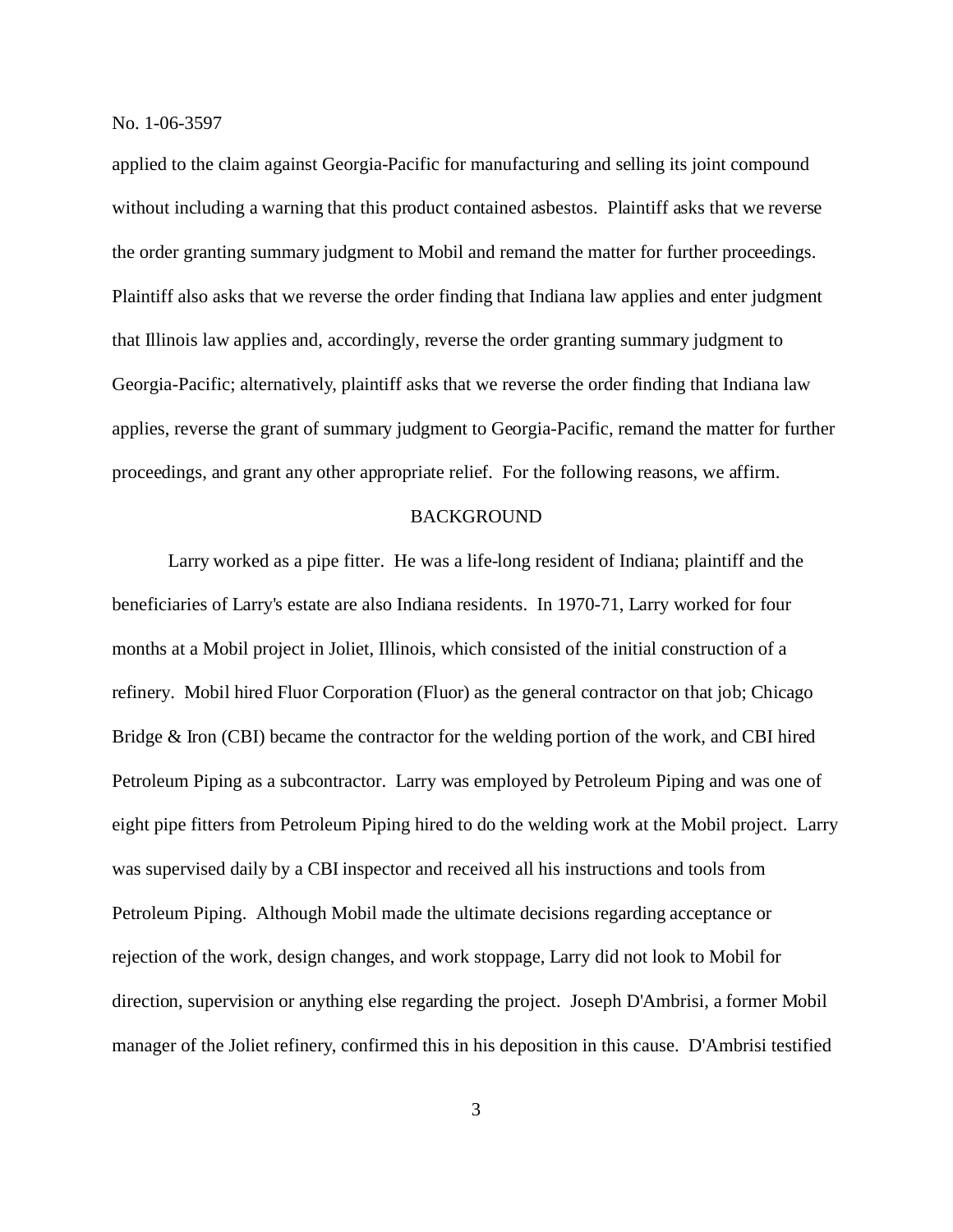applied to the claim against Georgia-Pacific for manufacturing and selling its joint compound without including a warning that this product contained asbestos. Plaintiff asks that we reverse the order granting summary judgment to Mobil and remand the matter for further proceedings. Plaintiff also asks that we reverse the order finding that Indiana law applies and enter judgment that Illinois law applies and, accordingly, reverse the order granting summary judgment to Georgia-Pacific; alternatively, plaintiff asks that we reverse the order finding that Indiana law applies, reverse the grant of summary judgment to Georgia-Pacific, remand the matter for further proceedings, and grant any other appropriate relief. For the following reasons, we affirm.

## BACKGROUND

Larry worked as a pipe fitter. He was a life-long resident of Indiana; plaintiff and the beneficiaries of Larry's estate are also Indiana residents. In 1970-71, Larry worked for four months at a Mobil project in Joliet, Illinois, which consisted of the initial construction of a refinery. Mobil hired Fluor Corporation (Fluor) as the general contractor on that job; Chicago Bridge & Iron (CBI) became the contractor for the welding portion of the work, and CBI hired Petroleum Piping as a subcontractor. Larry was employed by Petroleum Piping and was one of eight pipe fitters from Petroleum Piping hired to do the welding work at the Mobil project. Larry was supervised daily by a CBI inspector and received all his instructions and tools from Petroleum Piping. Although Mobil made the ultimate decisions regarding acceptance or rejection of the work, design changes, and work stoppage, Larry did not look to Mobil for direction, supervision or anything else regarding the project. Joseph D'Ambrisi, a former Mobil manager of the Joliet refinery, confirmed this in his deposition in this cause. D'Ambrisi testified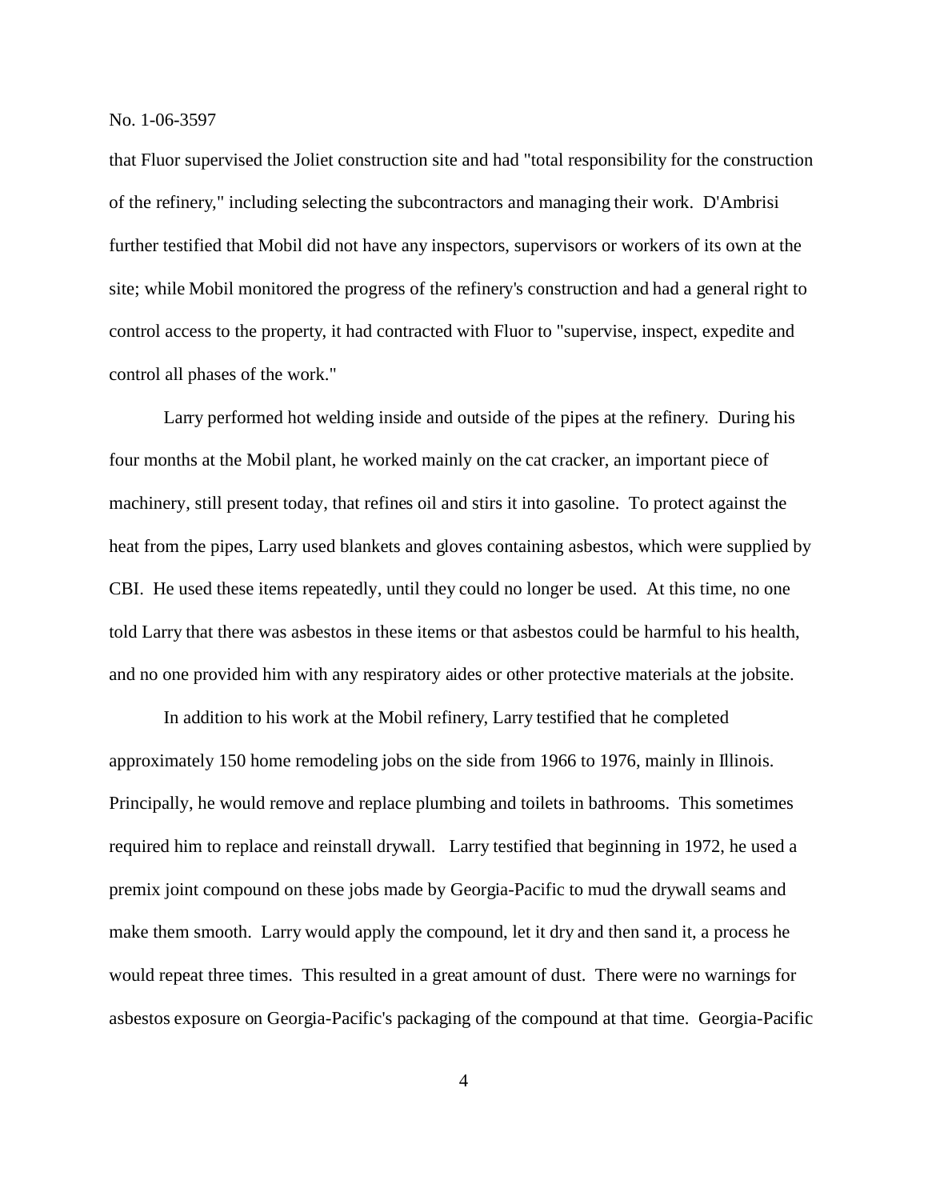that Fluor supervised the Joliet construction site and had "total responsibility for the construction of the refinery," including selecting the subcontractors and managing their work. D'Ambrisi further testified that Mobil did not have any inspectors, supervisors or workers of its own at the site; while Mobil monitored the progress of the refinery's construction and had a general right to control access to the property, it had contracted with Fluor to "supervise, inspect, expedite and control all phases of the work."

Larry performed hot welding inside and outside of the pipes at the refinery. During his four months at the Mobil plant, he worked mainly on the cat cracker, an important piece of machinery, still present today, that refines oil and stirs it into gasoline. To protect against the heat from the pipes, Larry used blankets and gloves containing asbestos, which were supplied by CBI. He used these items repeatedly, until they could no longer be used. At this time, no one told Larry that there was asbestos in these items or that asbestos could be harmful to his health, and no one provided him with any respiratory aides or other protective materials at the jobsite.

In addition to his work at the Mobil refinery, Larry testified that he completed approximately 150 home remodeling jobs on the side from 1966 to 1976, mainly in Illinois. Principally, he would remove and replace plumbing and toilets in bathrooms. This sometimes required him to replace and reinstall drywall. Larry testified that beginning in 1972, he used a premix joint compound on these jobs made by Georgia-Pacific to mud the drywall seams and make them smooth. Larry would apply the compound, let it dry and then sand it, a process he would repeat three times. This resulted in a great amount of dust. There were no warnings for asbestos exposure on Georgia-Pacific's packaging of the compound at that time. Georgia-Pacific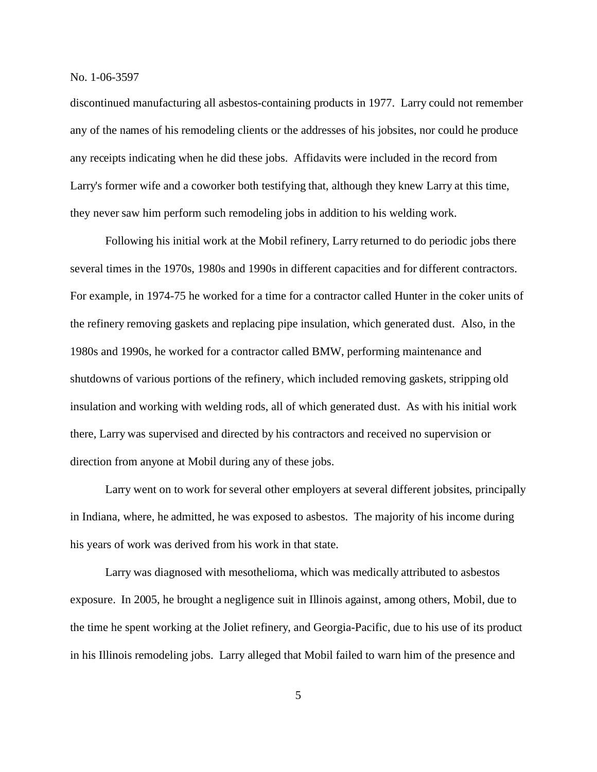discontinued manufacturing all asbestos-containing products in 1977. Larry could not remember any of the names of his remodeling clients or the addresses of his jobsites, nor could he produce any receipts indicating when he did these jobs. Affidavits were included in the record from Larry's former wife and a coworker both testifying that, although they knew Larry at this time, they never saw him perform such remodeling jobs in addition to his welding work.

Following his initial work at the Mobil refinery, Larry returned to do periodic jobs there several times in the 1970s, 1980s and 1990s in different capacities and for different contractors. For example, in 1974-75 he worked for a time for a contractor called Hunter in the coker units of the refinery removing gaskets and replacing pipe insulation, which generated dust. Also, in the 1980s and 1990s, he worked for a contractor called BMW, performing maintenance and shutdowns of various portions of the refinery, which included removing gaskets, stripping old insulation and working with welding rods, all of which generated dust. As with his initial work there, Larry was supervised and directed by his contractors and received no supervision or direction from anyone at Mobil during any of these jobs.

Larry went on to work for several other employers at several different jobsites, principally in Indiana, where, he admitted, he was exposed to asbestos. The majority of his income during his years of work was derived from his work in that state.

Larry was diagnosed with mesothelioma, which was medically attributed to asbestos exposure. In 2005, he brought a negligence suit in Illinois against, among others, Mobil, due to the time he spent working at the Joliet refinery, and Georgia-Pacific, due to his use of its product in his Illinois remodeling jobs. Larry alleged that Mobil failed to warn him of the presence and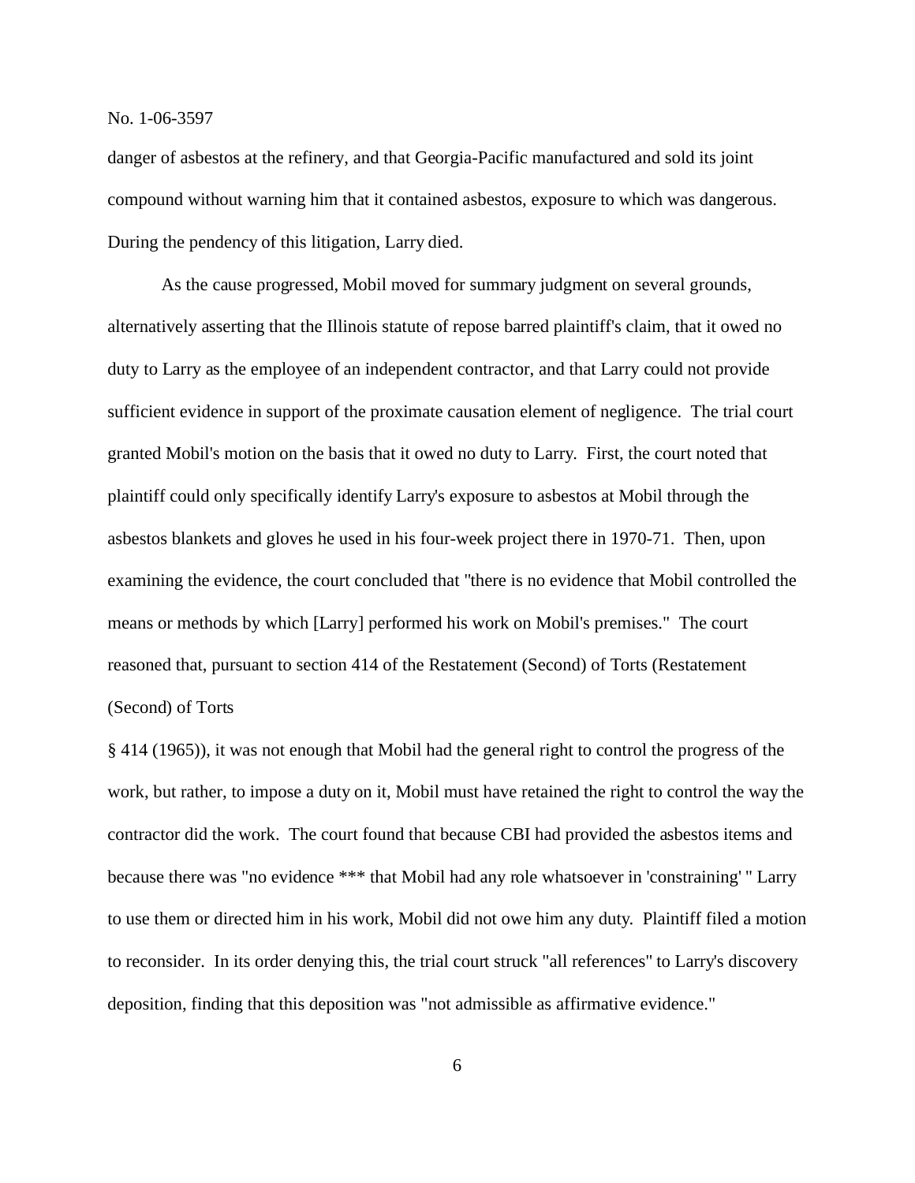danger of asbestos at the refinery, and that Georgia-Pacific manufactured and sold its joint compound without warning him that it contained asbestos, exposure to which was dangerous. During the pendency of this litigation, Larry died.

As the cause progressed, Mobil moved for summary judgment on several grounds, alternatively asserting that the Illinois statute of repose barred plaintiff's claim, that it owed no duty to Larry as the employee of an independent contractor, and that Larry could not provide sufficient evidence in support of the proximate causation element of negligence. The trial court granted Mobil's motion on the basis that it owed no duty to Larry. First, the court noted that plaintiff could only specifically identify Larry's exposure to asbestos at Mobil through the asbestos blankets and gloves he used in his four-week project there in 1970-71. Then, upon examining the evidence, the court concluded that "there is no evidence that Mobil controlled the means or methods by which [Larry] performed his work on Mobil's premises." The court reasoned that, pursuant to section 414 of the Restatement (Second) of Torts (Restatement (Second) of Torts § 414 (1965)), it was not enough that Mobil had the general right to control the progress of the work, but rather, to impose a duty on it, Mobil must have retained the right to control the way the contractor did the work. The court found that because CBI had provided the asbestos items and because there was "no evidence *** that Mobil had any role whatsoever in 'constraining' " Larry to use them or directed him in his work, Mobil did not owe him any duty. Plaintiff filed a motion to reconsider. In its order denying this, the trial court struck "all references" to Larry's discovery deposition, finding that this deposition was "not admissible as affirmative evidence."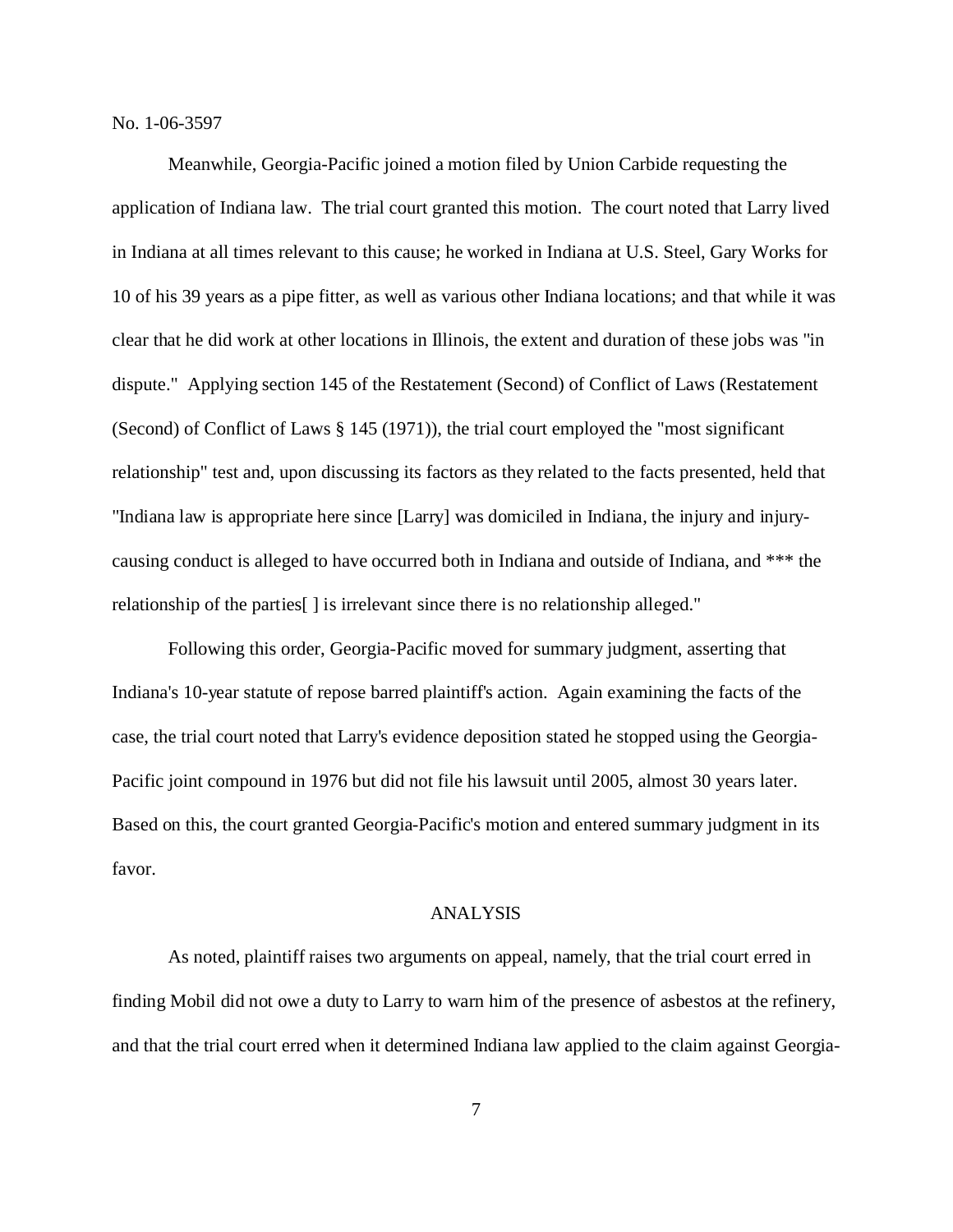Meanwhile, Georgia-Pacific joined a motion filed by Union Carbide requesting the application of Indiana law. The trial court granted this motion. The court noted that Larry lived in Indiana at all times relevant to this cause; he worked in Indiana at U.S. Steel, Gary Works for 10 of his 39 years as a pipe fitter, as well as various other Indiana locations; and that while it was clear that he did work at other locations in Illinois, the extent and duration of these jobs was "in dispute." Applying section 145 of the Restatement (Second) of Conflict of Laws (Restatement (Second) of Conflict of Laws § 145 (1971)), the trial court employed the "most significant relationship" test and, upon discussing its factors as they related to the facts presented, held that "Indiana law is appropriate here since [Larry] was domiciled in Indiana, the injury and injury-causing conduct is alleged to have occurred both in Indiana and outside of Indiana, and *** the relationship of the parties[ ] is irrelevant since there is no relationship alleged."

Following this order, Georgia-Pacific moved for summary judgment, asserting that Indiana's 10-year statute of repose barred plaintiff's action. Again examining the facts of the case, the trial court noted that Larry's evidence deposition stated he stopped using the Georgia-Pacific joint compound in 1976 but did not file his lawsuit until 2005, almost 30 years later. Based on this, the court granted Georgia-Pacific's motion and entered summary judgment in its favor.

## ANALYSIS

As noted, plaintiff raises two arguments on appeal, namely, that the trial court erred in finding Mobil did not owe a duty to Larry to warn him of the presence of asbestos at the refinery, and that the trial court erred when it determined Indiana law applied to the claim against Georgia-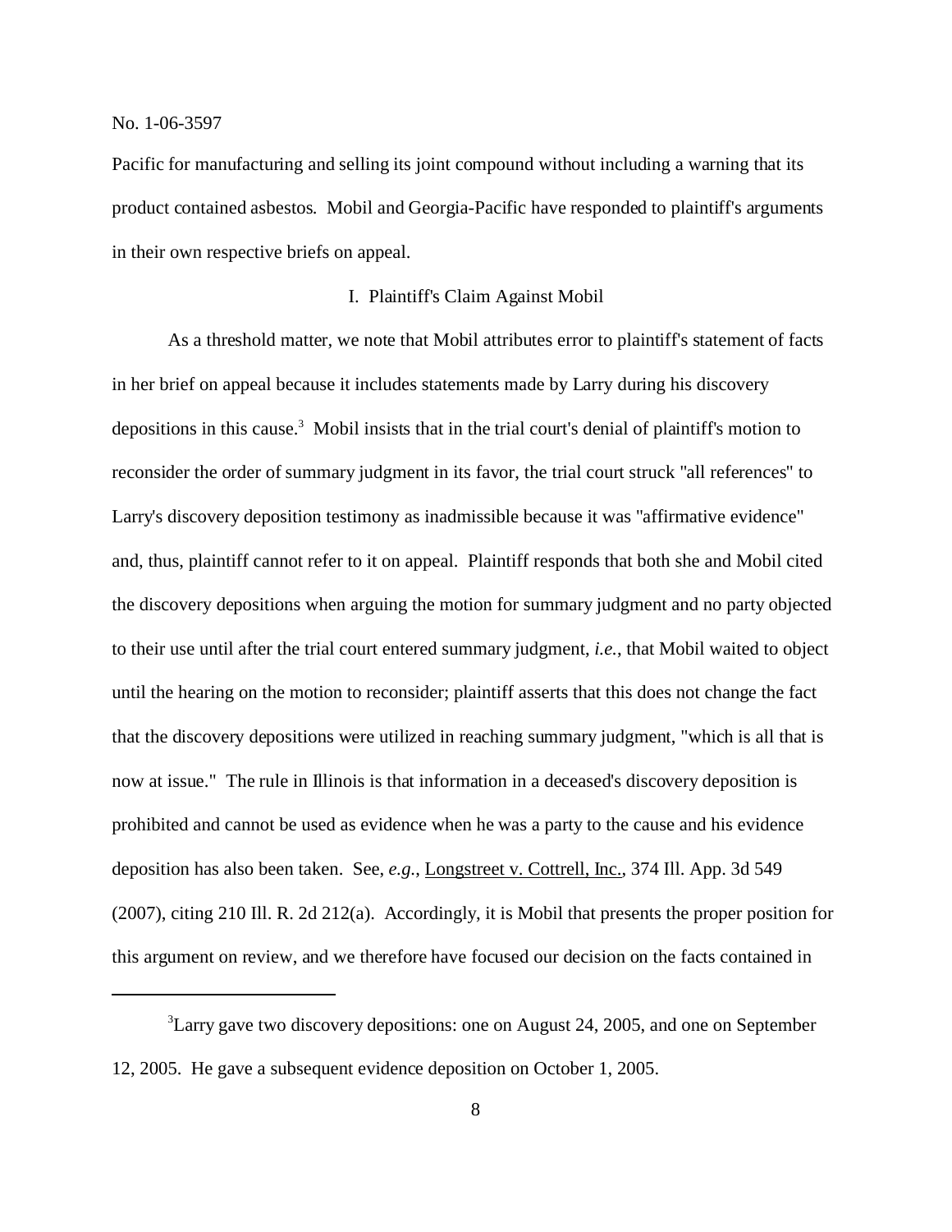Pacific for manufacturing and selling its joint compound without including a warning that its product contained asbestos. Mobil and Georgia-Pacific have responded to plaintiff's arguments in their own respective briefs on appeal.

## I. Plaintiff's Claim Against Mobil

As a threshold matter, we note that Mobil attributes error to plaintiff's statement of facts in her brief on appeal because it includes statements made by Larry during his discovery depositions in this cause.[3] Mobil insists that in the trial court's denial of plaintiff's motion to reconsider the order of summary judgment in its favor, the trial court struck "all references" to Larry's discovery deposition testimony as inadmissible because it was "affirmative evidence" and, thus, plaintiff cannot refer to it on appeal. Plaintiff responds that both she and Mobil cited the discovery depositions when arguing the motion for summary judgment and no party objected to their use until after the trial court entered summary judgment, *i.e.*, that Mobil waited to object until the hearing on the motion to reconsider; plaintiff asserts that this does not change the fact that the discovery depositions were utilized in reaching summary judgment, "which is all that is now at issue." The rule in Illinois is that information in a deceased's discovery deposition is prohibited and cannot be used as evidence when he was a party to the cause and his evidence deposition has also been taken. See, *e.g.*, Longstreet v. Cottrell, Inc., 374 Ill. App. 3d 549 (2007), citing 210 Ill. R. 2d 212(a). Accordingly, it is Mobil that presents the proper position for this argument on review, and we therefore have focused our decision on the facts contained in

[3] Larry gave two discovery depositions: one on August 24, 2005, and one on September 12, 2005. He gave a subsequent evidence deposition on October 1, 2005.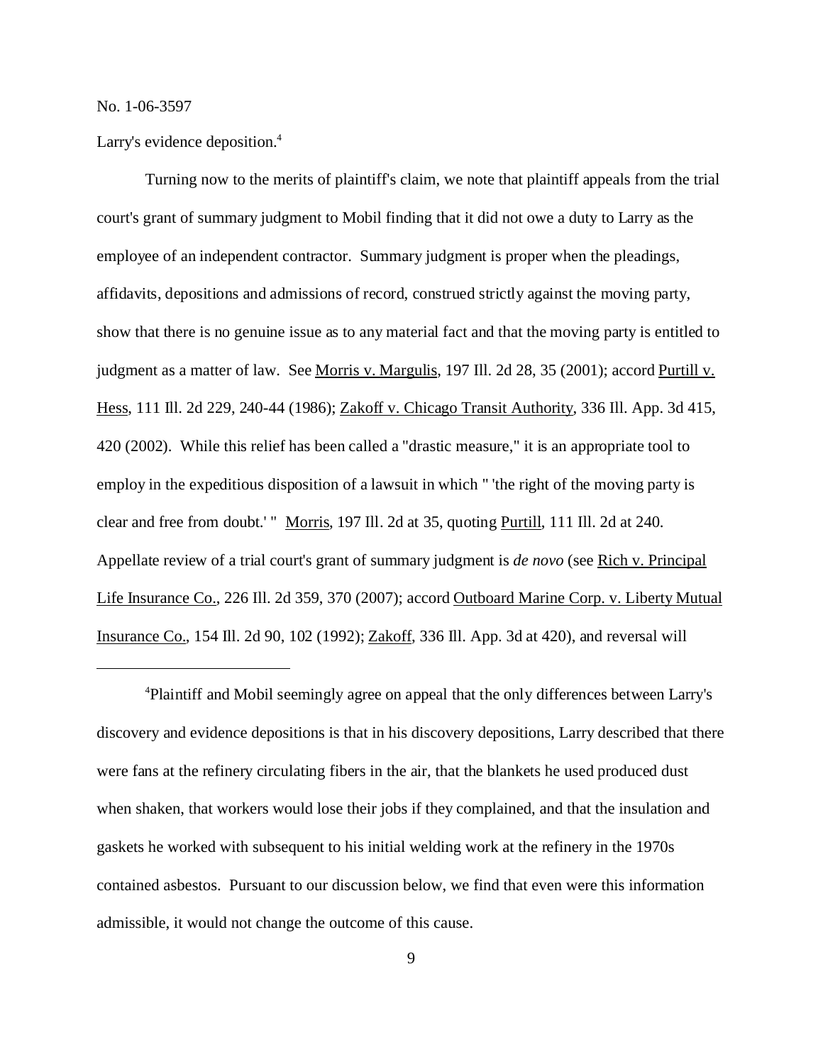Larry's evidence deposition.[4]

Turning now to the merits of plaintiff's claim, we note that plaintiff appeals from the trial court's grant of summary judgment to Mobil finding that it did not owe a duty to Larry as the employee of an independent contractor. Summary judgment is proper when the pleadings, affidavits, depositions and admissions of record, construed strictly against the moving party, show that there is no genuine issue as to any material fact and that the moving party is entitled to judgment as a matter of law. See Morris v. Margulis, 197 Ill. 2d 28, 35 (2001); accord Purtill v. Hess, 111 Ill. 2d 229, 240-44 (1986); Zakoff v. Chicago Transit Authority, 336 Ill. App. 3d 415, 420 (2002). While this relief has been called a "drastic measure," it is an appropriate tool to employ in the expeditious disposition of a lawsuit in which " 'the right of the moving party is clear and free from doubt.' " Morris, 197 Ill. 2d at 35, quoting Purtill, 111 Ill. 2d at 240. Appellate review of a trial court's grant of summary judgment is *de novo* (see Rich v. Principal Life Insurance Co., 226 Ill. 2d 359, 370 (2007); accord Outboard Marine Corp. v. Liberty Mutual Insurance Co., 154 Ill. 2d 90, 102 (1992); Zakoff, 336 Ill. App. 3d at 420), and reversal will

---

[4]Plaintiff and Mobil seemingly agree on appeal that the only differences between Larry's discovery and evidence depositions is that in his discovery depositions, Larry described that there were fans at the refinery circulating fibers in the air, that the blankets he used produced dust when shaken, that workers would lose their jobs if they complained, and that the insulation and gaskets he worked with subsequent to his initial welding work at the refinery in the 1970s contained asbestos. Pursuant to our discussion below, we find that even were this information admissible, it would not change the outcome of this cause.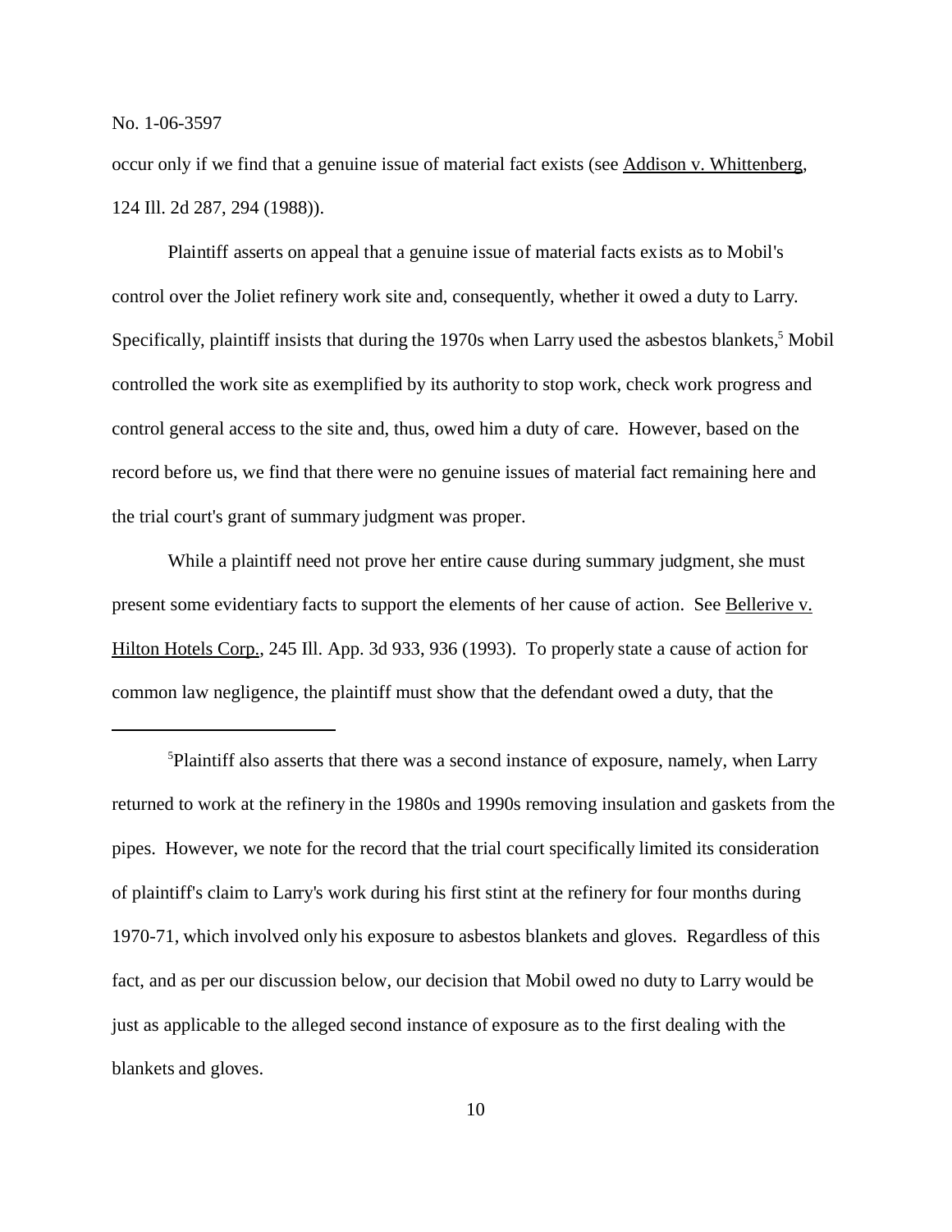occur only if we find that a genuine issue of material fact exists (see Addison v. Whittenberg, 124 Ill. 2d 287, 294 (1988)).

Plaintiff asserts on appeal that a genuine issue of material facts exists as to Mobil's control over the Joliet refinery work site and, consequently, whether it owed a duty to Larry. Specifically, plaintiff insists that during the 1970s when Larry used the asbestos blankets,[5] Mobil controlled the work site as exemplified by its authority to stop work, check work progress and control general access to the site and, thus, owed him a duty of care. However, based on the record before us, we find that there were no genuine issues of material fact remaining here and the trial court's grant of summary judgment was proper.

While a plaintiff need not prove her entire cause during summary judgment, she must present some evidentiary facts to support the elements of her cause of action. See Bellerive v. Hilton Hotels Corp., 245 Ill. App. 3d 933, 936 (1993). To properly state a cause of action for common law negligence, the plaintiff must show that the defendant owed a duty, that the

---

[5]Plaintiff also asserts that there was a second instance of exposure, namely, when Larry returned to work at the refinery in the 1980s and 1990s removing insulation and gaskets from the pipes. However, we note for the record that the trial court specifically limited its consideration of plaintiff's claim to Larry's work during his first stint at the refinery for four months during 1970-71, which involved only his exposure to asbestos blankets and gloves. Regardless of this fact, and as per our discussion below, our decision that Mobil owed no duty to Larry would be just as applicable to the alleged second instance of exposure as to the first dealing with the blankets and gloves.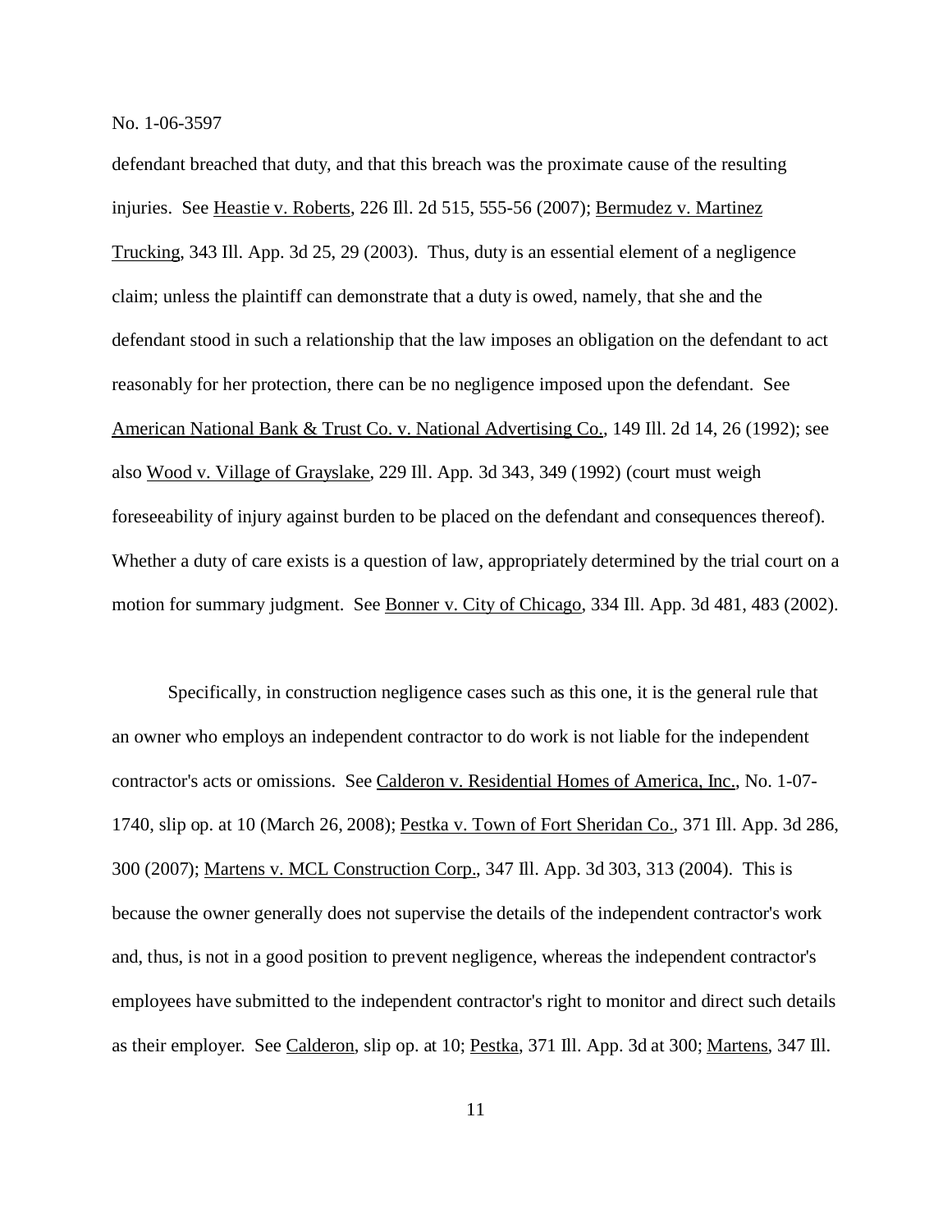defendant breached that duty, and that this breach was the proximate cause of the resulting injuries. See Heastie v. Roberts, 226 Ill. 2d 515, 555-56 (2007); Bermudez v. Martinez Trucking, 343 Ill. App. 3d 25, 29 (2003). Thus, duty is an essential element of a negligence claim; unless the plaintiff can demonstrate that a duty is owed, namely, that she and the defendant stood in such a relationship that the law imposes an obligation on the defendant to act reasonably for her protection, there can be no negligence imposed upon the defendant. See American National Bank & Trust Co. v. National Advertising Co., 149 Ill. 2d 14, 26 (1992); see also Wood v. Village of Grayslake, 229 Ill. App. 3d 343, 349 (1992) (court must weigh foreseeability of injury against burden to be placed on the defendant and consequences thereof). Whether a duty of care exists is a question of law, appropriately determined by the trial court on a motion for summary judgment. See Bonner v. City of Chicago, 334 Ill. App. 3d 481, 483 (2002).

Specifically, in construction negligence cases such as this one, it is the general rule that an owner who employs an independent contractor to do work is not liable for the independent contractor's acts or omissions. See Calderon v. Residential Homes of America, Inc., No. 1-07-1740, slip op. at 10 (March 26, 2008); Pestka v. Town of Fort Sheridan Co., 371 Ill. App. 3d 286, 300 (2007); Martens v. MCL Construction Corp., 347 Ill. App. 3d 303, 313 (2004). This is because the owner generally does not supervise the details of the independent contractor's work and, thus, is not in a good position to prevent negligence, whereas the independent contractor's employees have submitted to the independent contractor's right to monitor and direct such details as their employer. See Calderon, slip op. at 10; Pestka, 371 Ill. App. 3d at 300; Martens, 347 Ill.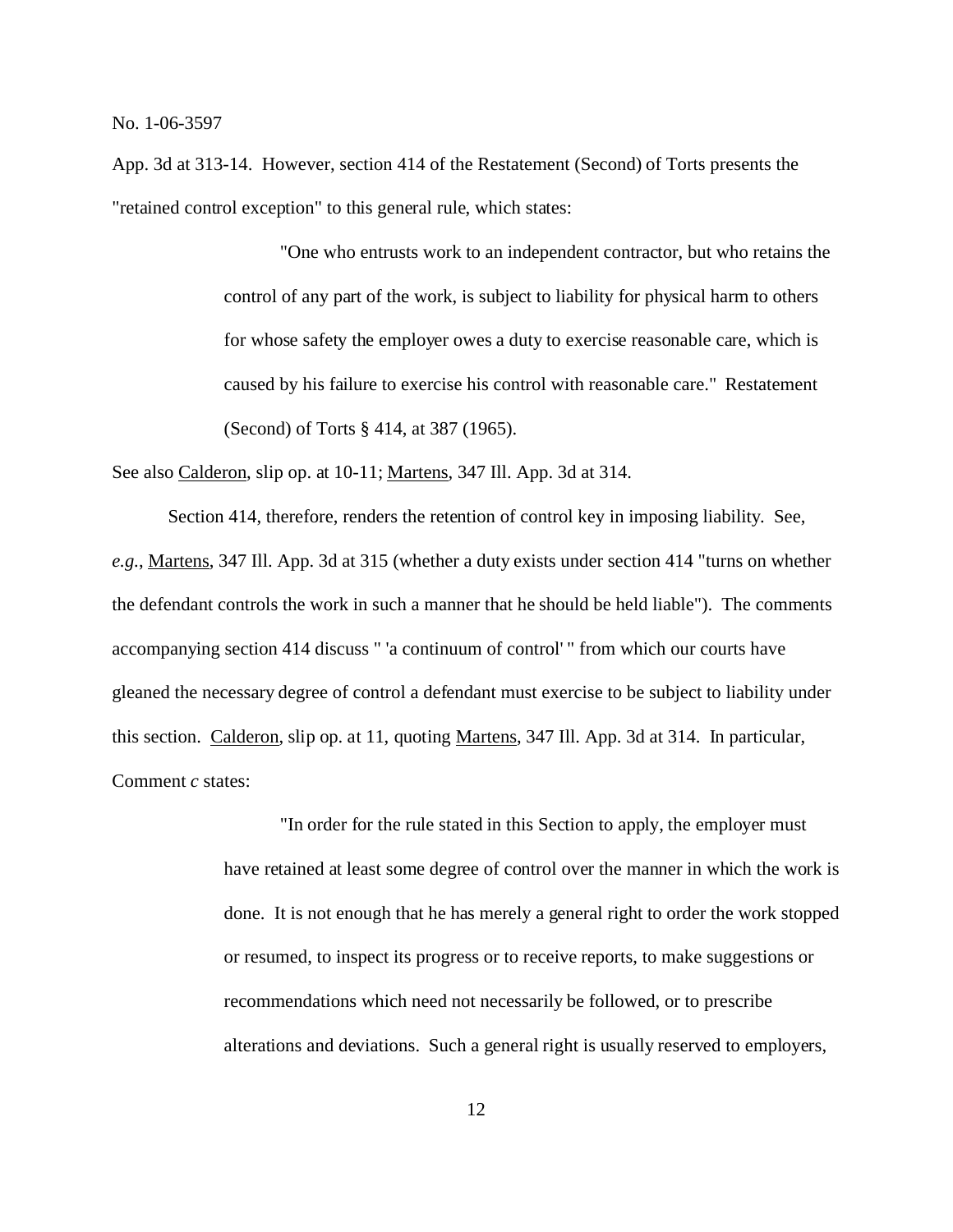App. 3d at 313-14. However, section 414 of the Restatement (Second) of Torts presents the "retained control exception" to this general rule, which states:

> "One who entrusts work to an independent contractor, but who retains the control of any part of the work, is subject to liability for physical harm to others for whose safety the employer owes a duty to exercise reasonable care, which is caused by his failure to exercise his control with reasonable care." Restatement (Second) of Torts § 414, at 387 (1965).

See also Calderon, slip op. at 10-11; Martens, 347 Ill. App. 3d at 314.

Section 414, therefore, renders the retention of control key in imposing liability. See, *e.g.*, Martens, 347 Ill. App. 3d at 315 (whether a duty exists under section 414 "turns on whether the defendant controls the work in such a manner that he should be held liable"). The comments accompanying section 414 discuss " 'a continuum of control' " from which our courts have gleaned the necessary degree of control a defendant must exercise to be subject to liability under this section. Calderon, slip op. at 11, quoting Martens, 347 Ill. App. 3d at 314. In particular, Comment *c* states:

> "In order for the rule stated in this Section to apply, the employer must have retained at least some degree of control over the manner in which the work is done. It is not enough that he has merely a general right to order the work stopped or resumed, to inspect its progress or to receive reports, to make suggestions or recommendations which need not necessarily be followed, or to prescribe alterations and deviations. Such a general right is usually reserved to employers,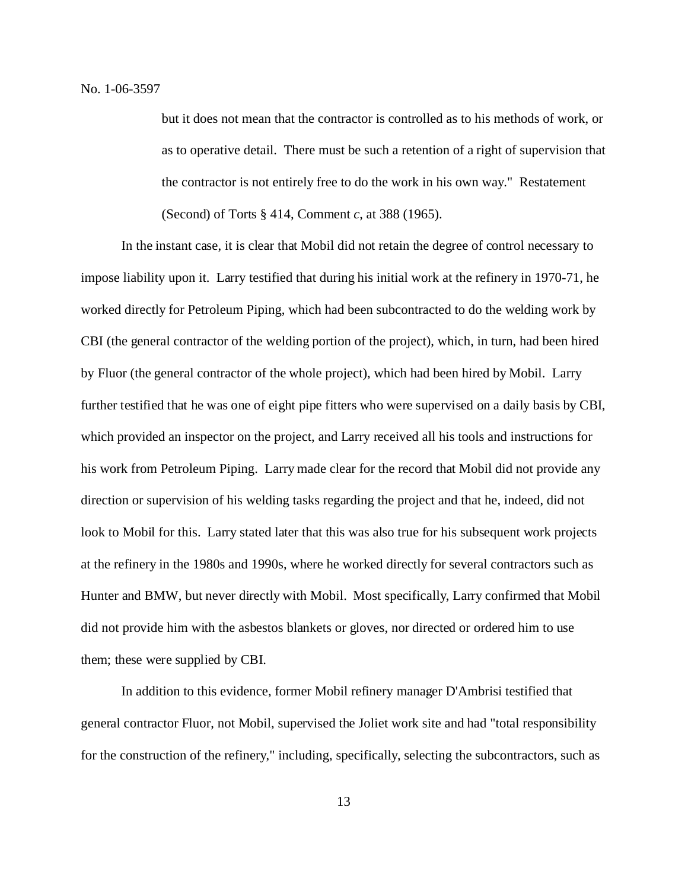> but it does not mean that the contractor is controlled as to his methods of work, or as to operative detail. There must be such a retention of a right of supervision that the contractor is not entirely free to do the work in his own way." Restatement (Second) of Torts § 414, Comment *c*, at 388 (1965).

In the instant case, it is clear that Mobil did not retain the degree of control necessary to impose liability upon it. Larry testified that during his initial work at the refinery in 1970-71, he worked directly for Petroleum Piping, which had been subcontracted to do the welding work by CBI (the general contractor of the welding portion of the project), which, in turn, had been hired by Fluor (the general contractor of the whole project), which had been hired by Mobil. Larry further testified that he was one of eight pipe fitters who were supervised on a daily basis by CBI, which provided an inspector on the project, and Larry received all his tools and instructions for his work from Petroleum Piping. Larry made clear for the record that Mobil did not provide any direction or supervision of his welding tasks regarding the project and that he, indeed, did not look to Mobil for this. Larry stated later that this was also true for his subsequent work projects at the refinery in the 1980s and 1990s, where he worked directly for several contractors such as Hunter and BMW, but never directly with Mobil. Most specifically, Larry confirmed that Mobil did not provide him with the asbestos blankets or gloves, nor directed or ordered him to use them; these were supplied by CBI.

In addition to this evidence, former Mobil refinery manager D'Ambrisi testified that general contractor Fluor, not Mobil, supervised the Joliet work site and had "total responsibility for the construction of the refinery," including, specifically, selecting the subcontractors, such as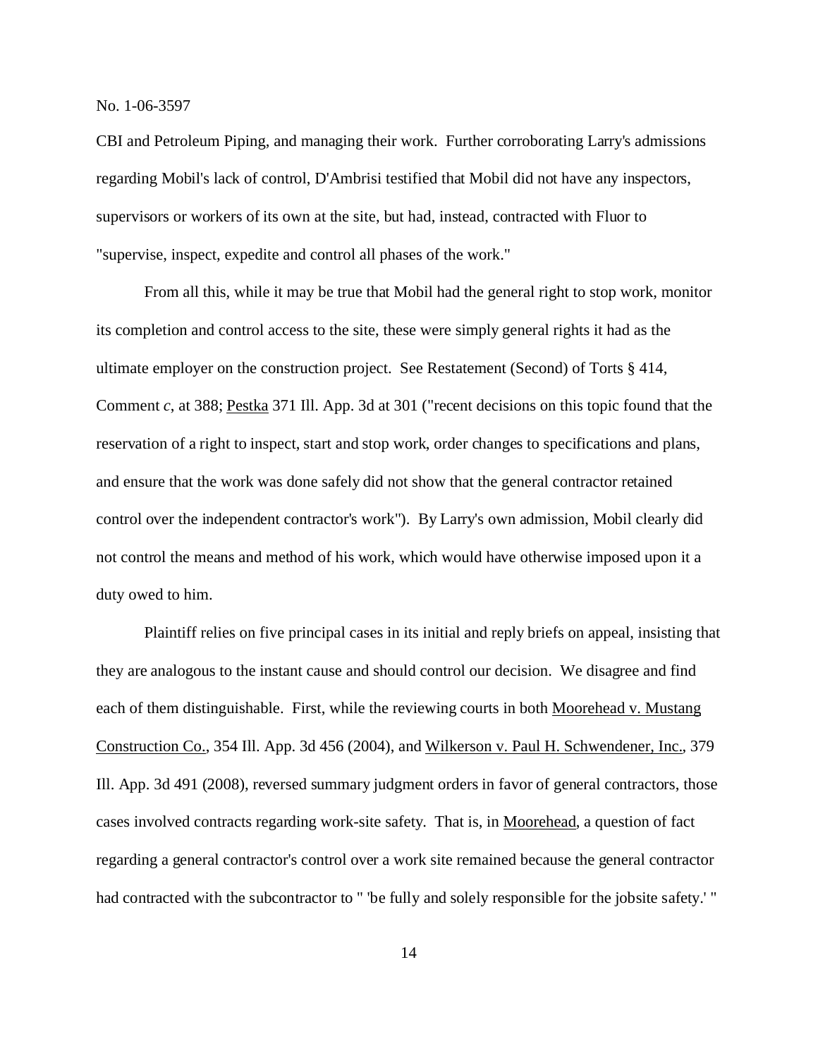CBI and Petroleum Piping, and managing their work. Further corroborating Larry's admissions regarding Mobil's lack of control, D'Ambrisi testified that Mobil did not have any inspectors, supervisors or workers of its own at the site, but had, instead, contracted with Fluor to "supervise, inspect, expedite and control all phases of the work."

From all this, while it may be true that Mobil had the general right to stop work, monitor its completion and control access to the site, these were simply general rights it had as the ultimate employer on the construction project. See Restatement (Second) of Torts § 414, Comment *c*, at 388; Pestka 371 Ill. App. 3d at 301 ("recent decisions on this topic found that the reservation of a right to inspect, start and stop work, order changes to specifications and plans, and ensure that the work was done safely did not show that the general contractor retained control over the independent contractor's work"). By Larry's own admission, Mobil clearly did not control the means and method of his work, which would have otherwise imposed upon it a duty owed to him.

Plaintiff relies on five principal cases in its initial and reply briefs on appeal, insisting that they are analogous to the instant cause and should control our decision. We disagree and find each of them distinguishable. First, while the reviewing courts in both Moorehead v. Mustang Construction Co., 354 Ill. App. 3d 456 (2004), and Wilkerson v. Paul H. Schwendener, Inc., 379 Ill. App. 3d 491 (2008), reversed summary judgment orders in favor of general contractors, those cases involved contracts regarding work-site safety. That is, in Moorehead, a question of fact regarding a general contractor's control over a work site remained because the general contractor had contracted with the subcontractor to " 'be fully and solely responsible for the jobsite safety.' "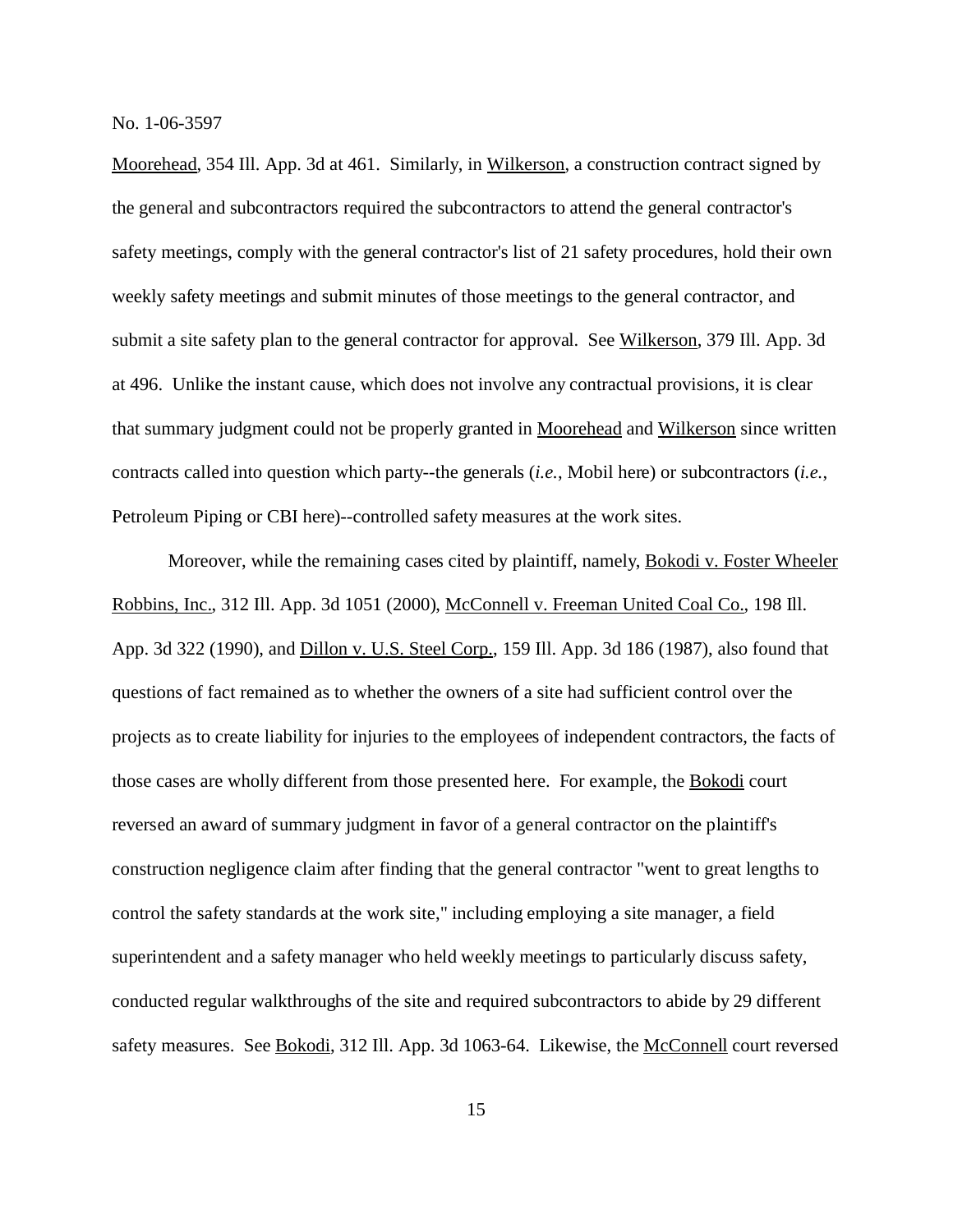Moorehead, 354 Ill. App. 3d at 461. Similarly, in Wilkerson, a construction contract signed by the general and subcontractors required the subcontractors to attend the general contractor's safety meetings, comply with the general contractor's list of 21 safety procedures, hold their own weekly safety meetings and submit minutes of those meetings to the general contractor, and submit a site safety plan to the general contractor for approval. See Wilkerson, 379 Ill. App. 3d at 496. Unlike the instant cause, which does not involve any contractual provisions, it is clear that summary judgment could not be properly granted in Moorehead and Wilkerson since written contracts called into question which party--the generals (*i.e.*, Mobil here) or subcontractors (*i.e.*, Petroleum Piping or CBI here)--controlled safety measures at the work sites.

Moreover, while the remaining cases cited by plaintiff, namely, Bokodi v. Foster Wheeler Robbins, Inc., 312 Ill. App. 3d 1051 (2000), McConnell v. Freeman United Coal Co., 198 Ill. App. 3d 322 (1990), and Dillon v. U.S. Steel Corp., 159 Ill. App. 3d 186 (1987), also found that questions of fact remained as to whether the owners of a site had sufficient control over the projects as to create liability for injuries to the employees of independent contractors, the facts of those cases are wholly different from those presented here. For example, the Bokodi court reversed an award of summary judgment in favor of a general contractor on the plaintiff's construction negligence claim after finding that the general contractor "went to great lengths to control the safety standards at the work site," including employing a site manager, a field superintendent and a safety manager who held weekly meetings to particularly discuss safety, conducted regular walkthroughs of the site and required subcontractors to abide by 29 different safety measures. See Bokodi, 312 Ill. App. 3d 1063-64. Likewise, the McConnell court reversed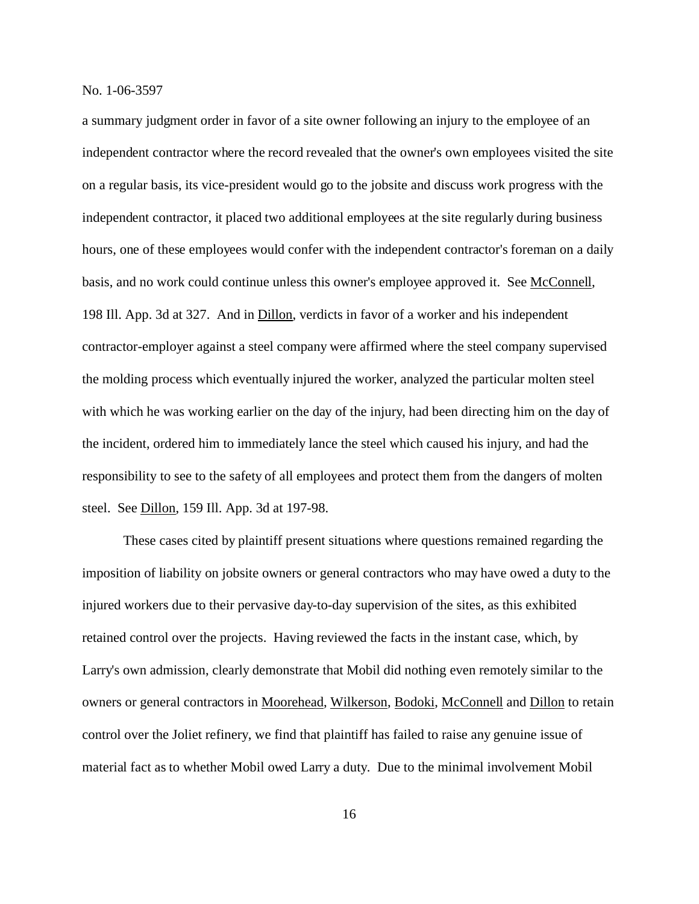a summary judgment order in favor of a site owner following an injury to the employee of an independent contractor where the record revealed that the owner's own employees visited the site on a regular basis, its vice-president would go to the jobsite and discuss work progress with the independent contractor, it placed two additional employees at the site regularly during business hours, one of these employees would confer with the independent contractor's foreman on a daily basis, and no work could continue unless this owner's employee approved it. See McConnell, 198 Ill. App. 3d at 327. And in Dillon, verdicts in favor of a worker and his independent contractor-employer against a steel company were affirmed where the steel company supervised the molding process which eventually injured the worker, analyzed the particular molten steel with which he was working earlier on the day of the injury, had been directing him on the day of the incident, ordered him to immediately lance the steel which caused his injury, and had the responsibility to see to the safety of all employees and protect them from the dangers of molten steel. See Dillon, 159 Ill. App. 3d at 197-98.

These cases cited by plaintiff present situations where questions remained regarding the imposition of liability on jobsite owners or general contractors who may have owed a duty to the injured workers due to their pervasive day-to-day supervision of the sites, as this exhibited retained control over the projects. Having reviewed the facts in the instant case, which, by Larry's own admission, clearly demonstrate that Mobil did nothing even remotely similar to the owners or general contractors in Moorehead, Wilkerson, Bodoki, McConnell and Dillon to retain control over the Joliet refinery, we find that plaintiff has failed to raise any genuine issue of material fact as to whether Mobil owed Larry a duty. Due to the minimal involvement Mobil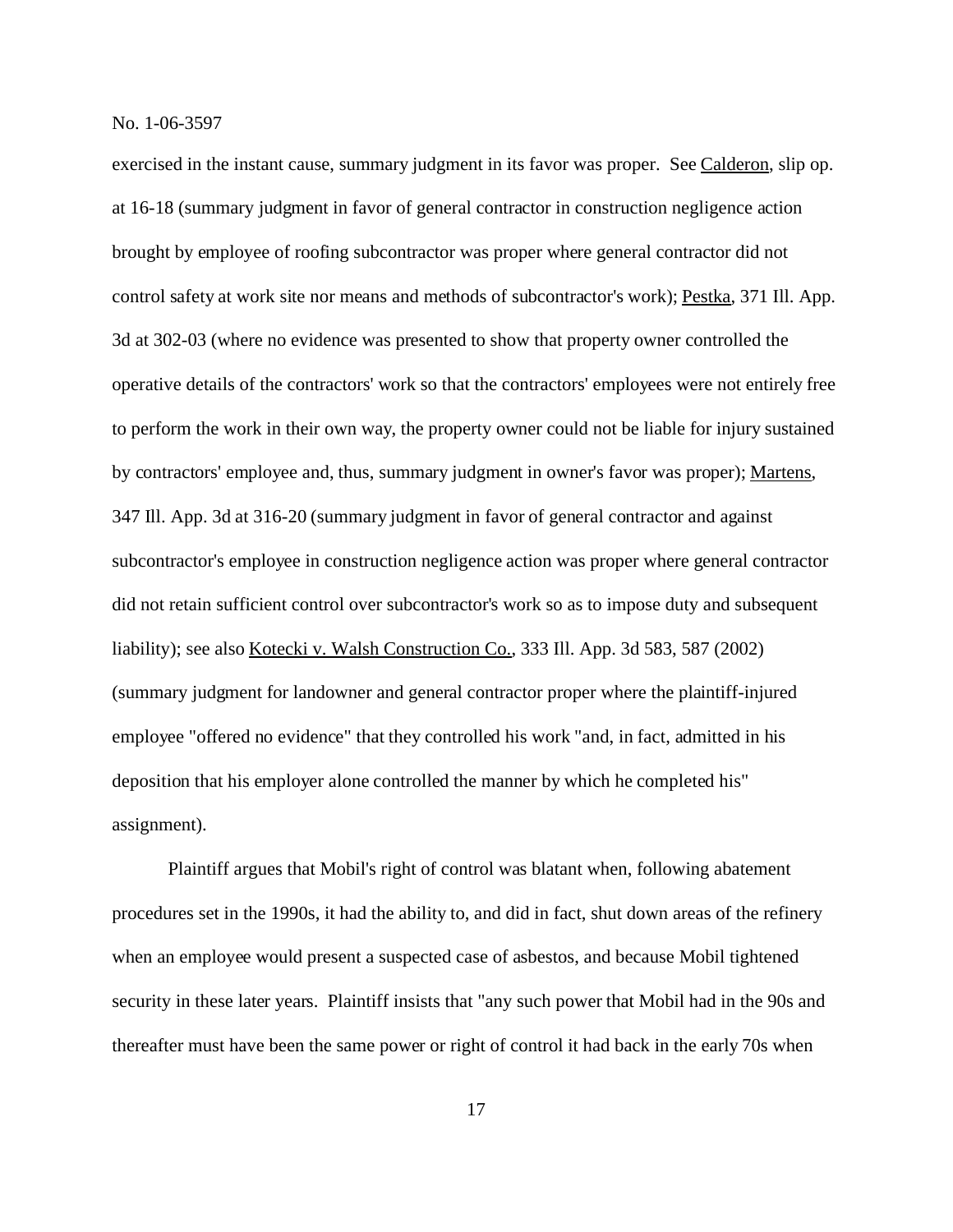exercised in the instant cause, summary judgment in its favor was proper. See Calderon, slip op. at 16-18 (summary judgment in favor of general contractor in construction negligence action brought by employee of roofing subcontractor was proper where general contractor did not control safety at work site nor means and methods of subcontractor's work); Pestka, 371 Ill. App. 3d at 302-03 (where no evidence was presented to show that property owner controlled the operative details of the contractors' work so that the contractors' employees were not entirely free to perform the work in their own way, the property owner could not be liable for injury sustained by contractors' employee and, thus, summary judgment in owner's favor was proper); Martens, 347 Ill. App. 3d at 316-20 (summary judgment in favor of general contractor and against subcontractor's employee in construction negligence action was proper where general contractor did not retain sufficient control over subcontractor's work so as to impose duty and subsequent liability); see also Kotecki v. Walsh Construction Co., 333 Ill. App. 3d 583, 587 (2002) (summary judgment for landowner and general contractor proper where the plaintiff-injured employee "offered no evidence" that they controlled his work "and, in fact, admitted in his deposition that his employer alone controlled the manner by which he completed his" assignment).

Plaintiff argues that Mobil's right of control was blatant when, following abatement procedures set in the 1990s, it had the ability to, and did in fact, shut down areas of the refinery when an employee would present a suspected case of asbestos, and because Mobil tightened security in these later years. Plaintiff insists that "any such power that Mobil had in the 90s and thereafter must have been the same power or right of control it had back in the early 70s when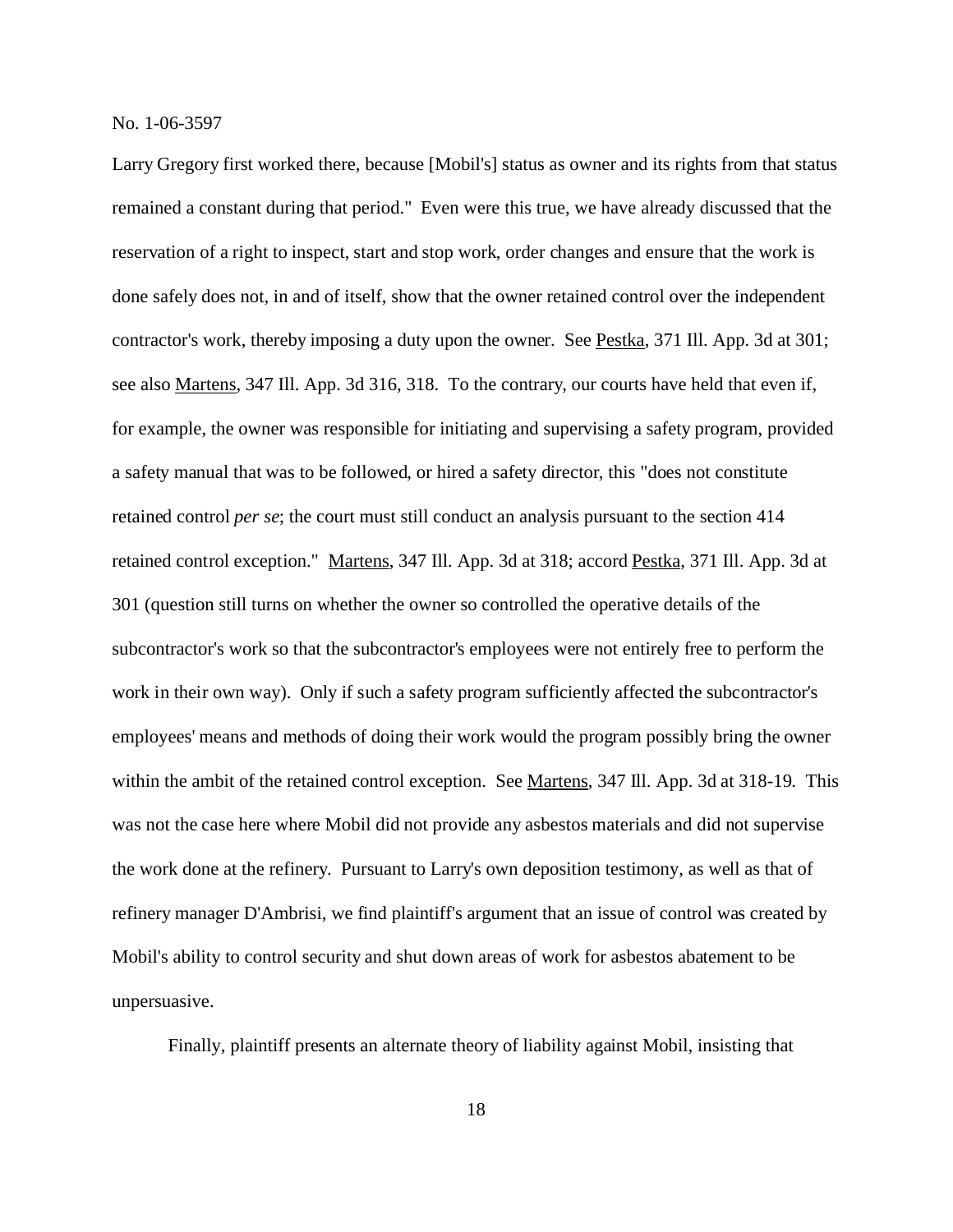Larry Gregory first worked there, because [Mobil's] status as owner and its rights from that status remained a constant during that period." Even were this true, we have already discussed that the reservation of a right to inspect, start and stop work, order changes and ensure that the work is done safely does not, in and of itself, show that the owner retained control over the independent contractor's work, thereby imposing a duty upon the owner. See Pestka, 371 Ill. App. 3d at 301; see also Martens, 347 Ill. App. 3d 316, 318. To the contrary, our courts have held that even if, for example, the owner was responsible for initiating and supervising a safety program, provided a safety manual that was to be followed, or hired a safety director, this "does not constitute retained control *per se*; the court must still conduct an analysis pursuant to the section 414 retained control exception." Martens, 347 Ill. App. 3d at 318; accord Pestka, 371 Ill. App. 3d at 301 (question still turns on whether the owner so controlled the operative details of the subcontractor's work so that the subcontractor's employees were not entirely free to perform the work in their own way). Only if such a safety program sufficiently affected the subcontractor's employees' means and methods of doing their work would the program possibly bring the owner within the ambit of the retained control exception. See Martens, 347 Ill. App. 3d at 318-19. This was not the case here where Mobil did not provide any asbestos materials and did not supervise the work done at the refinery. Pursuant to Larry's own deposition testimony, as well as that of refinery manager D'Ambrisi, we find plaintiff's argument that an issue of control was created by Mobil's ability to control security and shut down areas of work for asbestos abatement to be unpersuasive.

Finally, plaintiff presents an alternate theory of liability against Mobil, insisting that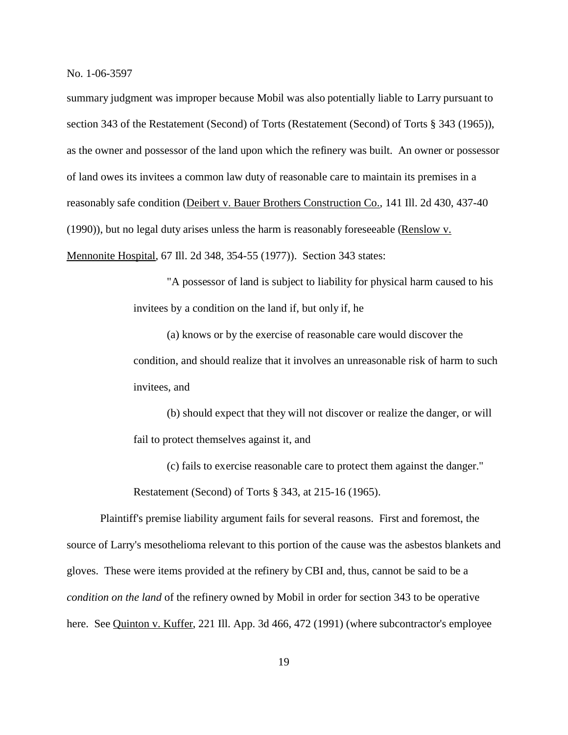summary judgment was improper because Mobil was also potentially liable to Larry pursuant to section 343 of the Restatement (Second) of Torts (Restatement (Second) of Torts § 343 (1965)), as the owner and possessor of the land upon which the refinery was built. An owner or possessor of land owes its invitees a common law duty of reasonable care to maintain its premises in a reasonably safe condition (Deibert v. Bauer Brothers Construction Co., 141 Ill. 2d 430, 437-40 (1990)), but no legal duty arises unless the harm is reasonably foreseeable (Renslow v. Mennonite Hospital, 67 Ill. 2d 348, 354-55 (1977)). Section 343 states:

> "A possessor of land is subject to liability for physical harm caused to his invitees by a condition on the land if, but only if, he
>
> (a) knows or by the exercise of reasonable care would discover the condition, and should realize that it involves an unreasonable risk of harm to such invitees, and
>
> (b) should expect that they will not discover or realize the danger, or will fail to protect themselves against it, and
>
> (c) fails to exercise reasonable care to protect them against the danger." Restatement (Second) of Torts § 343, at 215-16 (1965).

Plaintiff's premise liability argument fails for several reasons. First and foremost, the source of Larry's mesothelioma relevant to this portion of the cause was the asbestos blankets and gloves. These were items provided at the refinery by CBI and, thus, cannot be said to be a *condition on the land* of the refinery owned by Mobil in order for section 343 to be operative here. See Quinton v. Kuffer, 221 Ill. App. 3d 466, 472 (1991) (where subcontractor's employee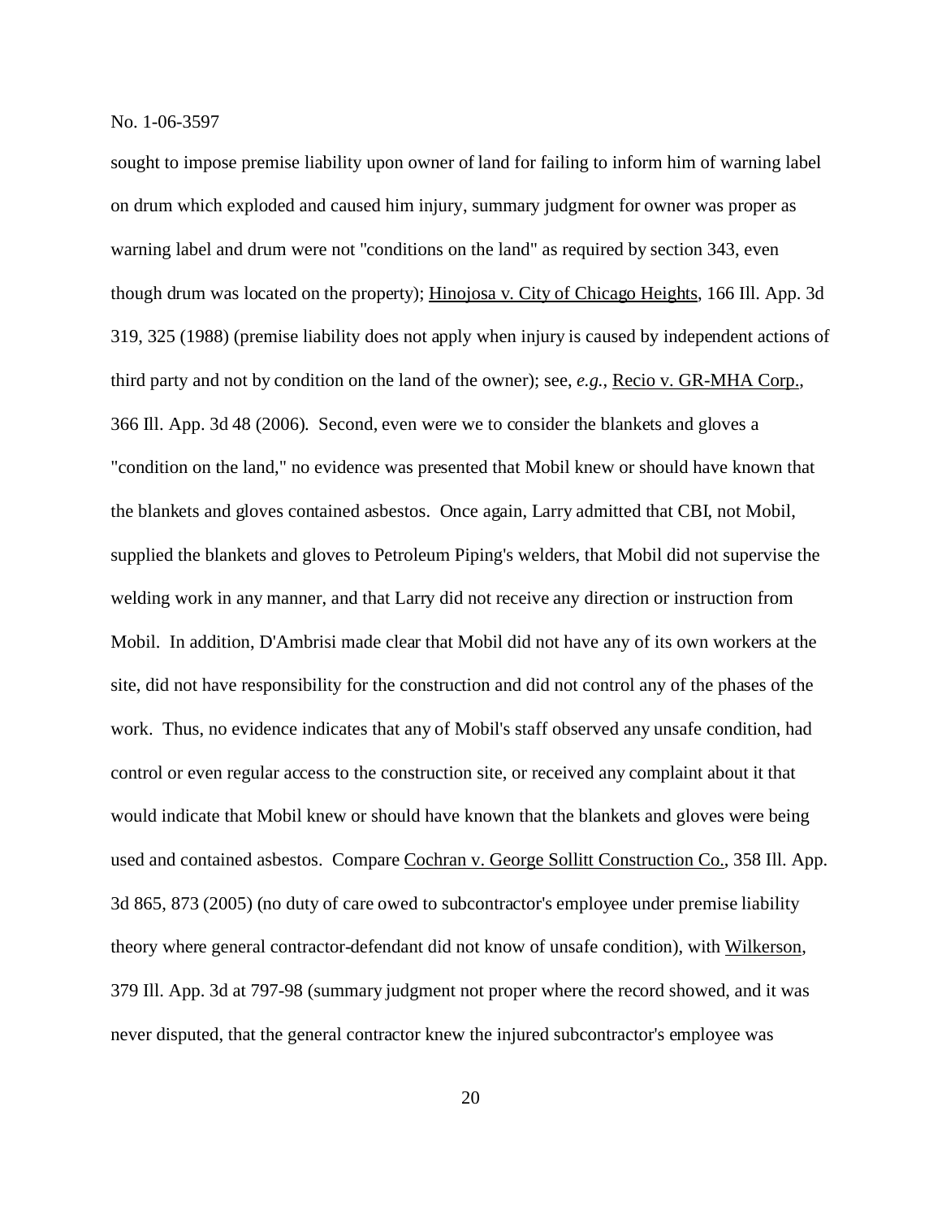sought to impose premise liability upon owner of land for failing to inform him of warning label on drum which exploded and caused him injury, summary judgment for owner was proper as warning label and drum were not "conditions on the land" as required by section 343, even though drum was located on the property); Hinojosa v. City of Chicago Heights, 166 Ill. App. 3d 319, 325 (1988) (premise liability does not apply when injury is caused by independent actions of third party and not by condition on the land of the owner); see, *e.g.*, Recio v. GR-MHA Corp., 366 Ill. App. 3d 48 (2006). Second, even were we to consider the blankets and gloves a "condition on the land," no evidence was presented that Mobil knew or should have known that the blankets and gloves contained asbestos. Once again, Larry admitted that CBI, not Mobil, supplied the blankets and gloves to Petroleum Piping's welders, that Mobil did not supervise the welding work in any manner, and that Larry did not receive any direction or instruction from Mobil. In addition, D'Ambrisi made clear that Mobil did not have any of its own workers at the site, did not have responsibility for the construction and did not control any of the phases of the work. Thus, no evidence indicates that any of Mobil's staff observed any unsafe condition, had control or even regular access to the construction site, or received any complaint about it that would indicate that Mobil knew or should have known that the blankets and gloves were being used and contained asbestos. Compare Cochran v. George Sollitt Construction Co., 358 Ill. App. 3d 865, 873 (2005) (no duty of care owed to subcontractor's employee under premise liability theory where general contractor-defendant did not know of unsafe condition), with Wilkerson, 379 Ill. App. 3d at 797-98 (summary judgment not proper where the record showed, and it was never disputed, that the general contractor knew the injured subcontractor's employee was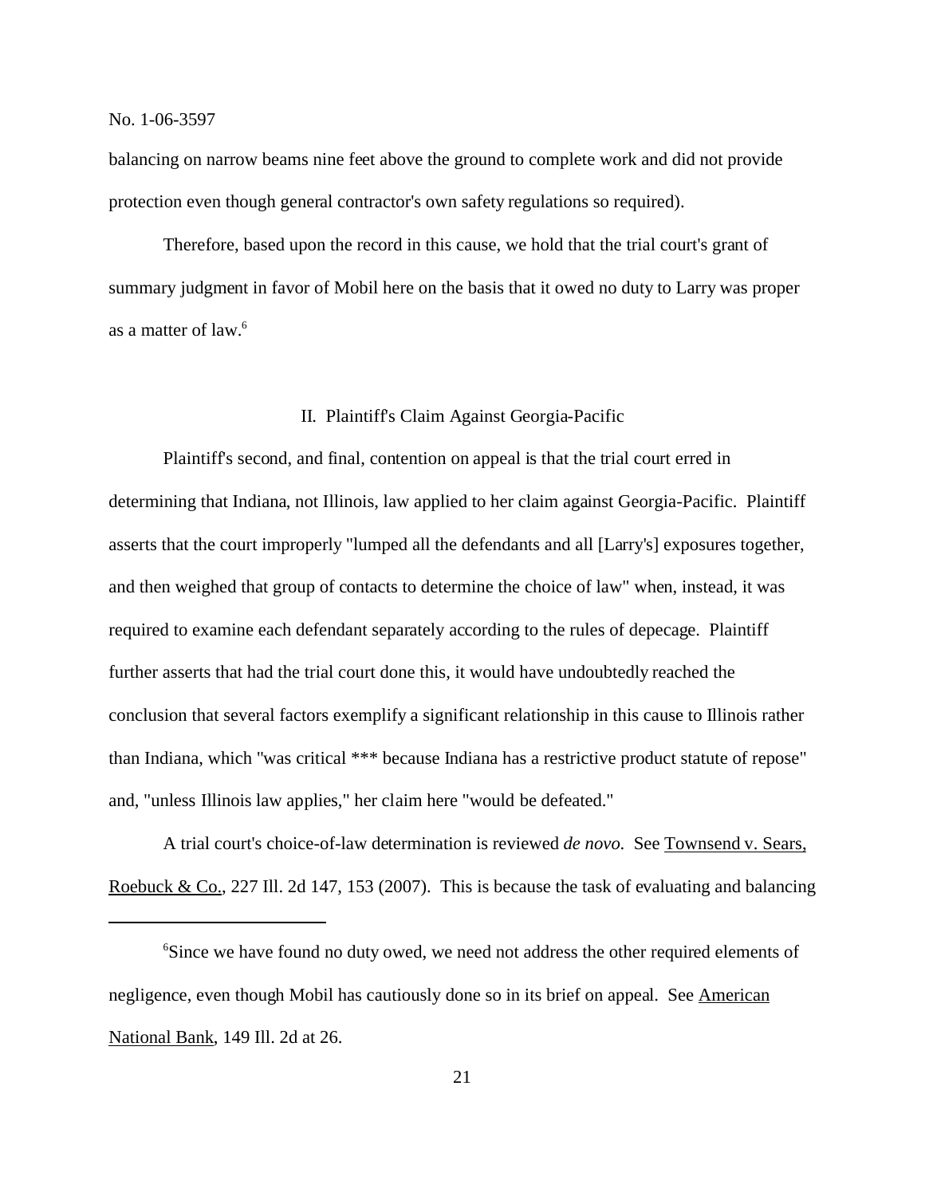balancing on narrow beams nine feet above the ground to complete work and did not provide protection even though general contractor's own safety regulations so required).

Therefore, based upon the record in this cause, we hold that the trial court's grant of summary judgment in favor of Mobil here on the basis that it owed no duty to Larry was proper as a matter of law.[6]

## II. Plaintiff's Claim Against Georgia-Pacific

Plaintiff's second, and final, contention on appeal is that the trial court erred in determining that Indiana, not Illinois, law applied to her claim against Georgia-Pacific. Plaintiff asserts that the court improperly "lumped all the defendants and all [Larry's] exposures together, and then weighed that group of contacts to determine the choice of law" when, instead, it was required to examine each defendant separately according to the rules of depecage. Plaintiff further asserts that had the trial court done this, it would have undoubtedly reached the conclusion that several factors exemplify a significant relationship in this cause to Illinois rather than Indiana, which "was critical *** because Indiana has a restrictive product statute of repose" and, "unless Illinois law applies," her claim here "would be defeated."

A trial court's choice-of-law determination is reviewed *de novo*. See Townsend v. Sears, Roebuck & Co., 227 Ill. 2d 147, 153 (2007). This is because the task of evaluating and balancing

---

[6]Since we have found no duty owed, we need not address the other required elements of negligence, even though Mobil has cautiously done so in its brief on appeal. See American National Bank, 149 Ill. 2d at 26.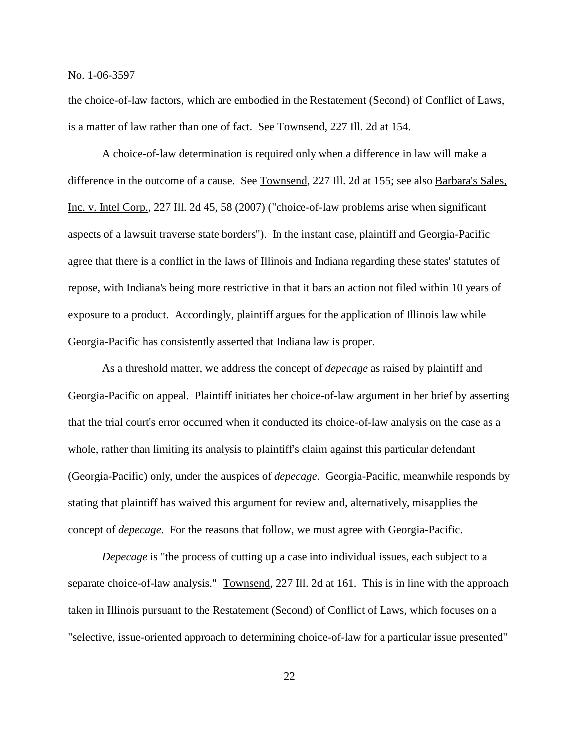the choice-of-law factors, which are embodied in the Restatement (Second) of Conflict of Laws, is a matter of law rather than one of fact. See Townsend, 227 Ill. 2d at 154.

A choice-of-law determination is required only when a difference in law will make a difference in the outcome of a cause. See Townsend, 227 Ill. 2d at 155; see also Barbara's Sales, Inc. v. Intel Corp., 227 Ill. 2d 45, 58 (2007) ("choice-of-law problems arise when significant aspects of a lawsuit traverse state borders"). In the instant case, plaintiff and Georgia-Pacific agree that there is a conflict in the laws of Illinois and Indiana regarding these states' statutes of repose, with Indiana's being more restrictive in that it bars an action not filed within 10 years of exposure to a product. Accordingly, plaintiff argues for the application of Illinois law while Georgia-Pacific has consistently asserted that Indiana law is proper.

As a threshold matter, we address the concept of *depecage* as raised by plaintiff and Georgia-Pacific on appeal. Plaintiff initiates her choice-of-law argument in her brief by asserting that the trial court's error occurred when it conducted its choice-of-law analysis on the case as a whole, rather than limiting its analysis to plaintiff's claim against this particular defendant (Georgia-Pacific) only, under the auspices of *depecage*. Georgia-Pacific, meanwhile responds by stating that plaintiff has waived this argument for review and, alternatively, misapplies the concept of *depecage*. For the reasons that follow, we must agree with Georgia-Pacific.

*Depecage* is "the process of cutting up a case into individual issues, each subject to a separate choice-of-law analysis." Townsend, 227 Ill. 2d at 161. This is in line with the approach taken in Illinois pursuant to the Restatement (Second) of Conflict of Laws, which focuses on a "selective, issue-oriented approach to determining choice-of-law for a particular issue presented"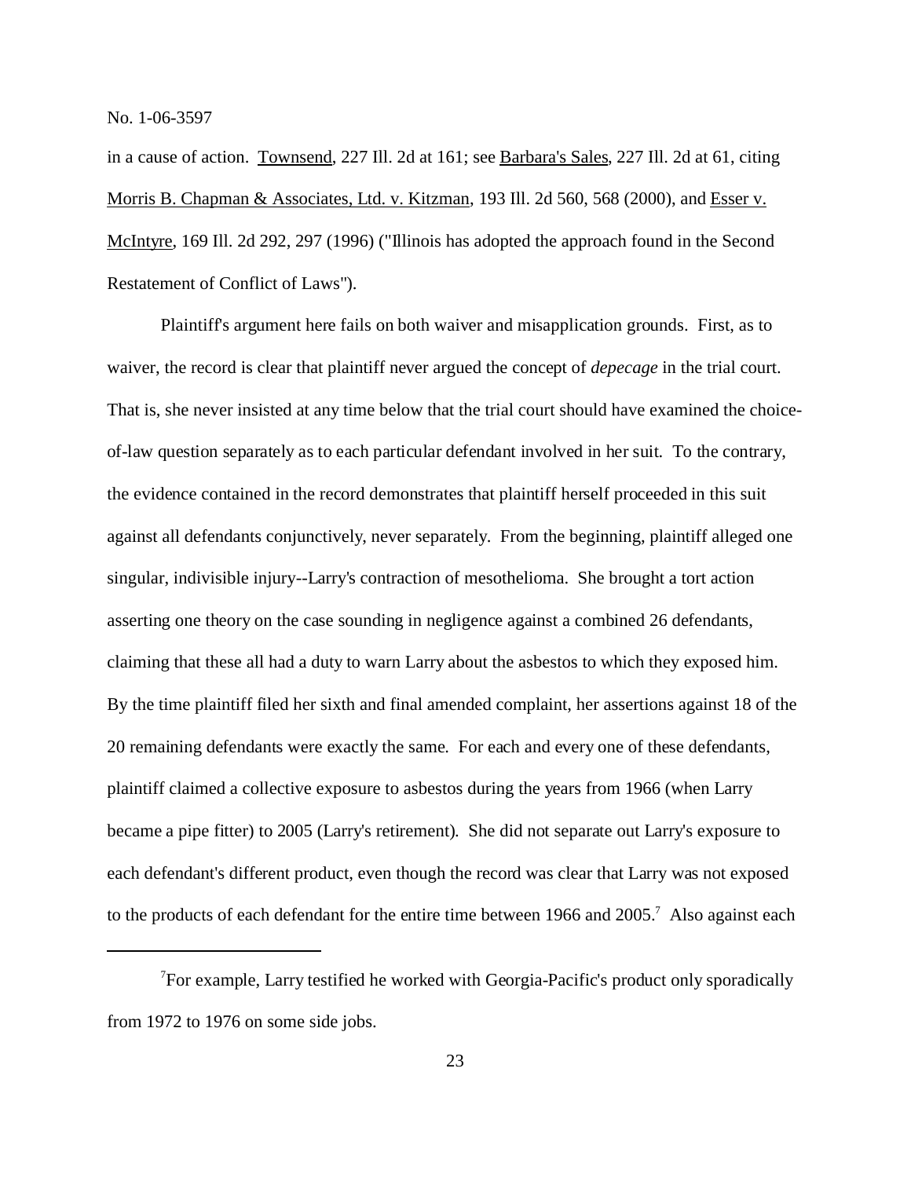in a cause of action. Townsend, 227 Ill. 2d at 161; see Barbara's Sales, 227 Ill. 2d at 61, citing Morris B. Chapman & Associates, Ltd. v. Kitzman, 193 Ill. 2d 560, 568 (2000), and Esser v. McIntyre, 169 Ill. 2d 292, 297 (1996) ("Illinois has adopted the approach found in the Second Restatement of Conflict of Laws").

Plaintiff's argument here fails on both waiver and misapplication grounds. First, as to waiver, the record is clear that plaintiff never argued the concept of *depecage* in the trial court. That is, she never insisted at any time below that the trial court should have examined the choice-of-law question separately as to each particular defendant involved in her suit. To the contrary, the evidence contained in the record demonstrates that plaintiff herself proceeded in this suit against all defendants conjunctively, never separately. From the beginning, plaintiff alleged one singular, indivisible injury--Larry's contraction of mesothelioma. She brought a tort action asserting one theory on the case sounding in negligence against a combined 26 defendants, claiming that these all had a duty to warn Larry about the asbestos to which they exposed him. By the time plaintiff filed her sixth and final amended complaint, her assertions against 18 of the 20 remaining defendants were exactly the same. For each and every one of these defendants, plaintiff claimed a collective exposure to asbestos during the years from 1966 (when Larry became a pipe fitter) to 2005 (Larry's retirement). She did not separate out Larry's exposure to each defendant's different product, even though the record was clear that Larry was not exposed to the products of each defendant for the entire time between 1966 and 2005.[7] Also against each

[7] For example, Larry testified he worked with Georgia-Pacific's product only sporadically from 1972 to 1976 on some side jobs.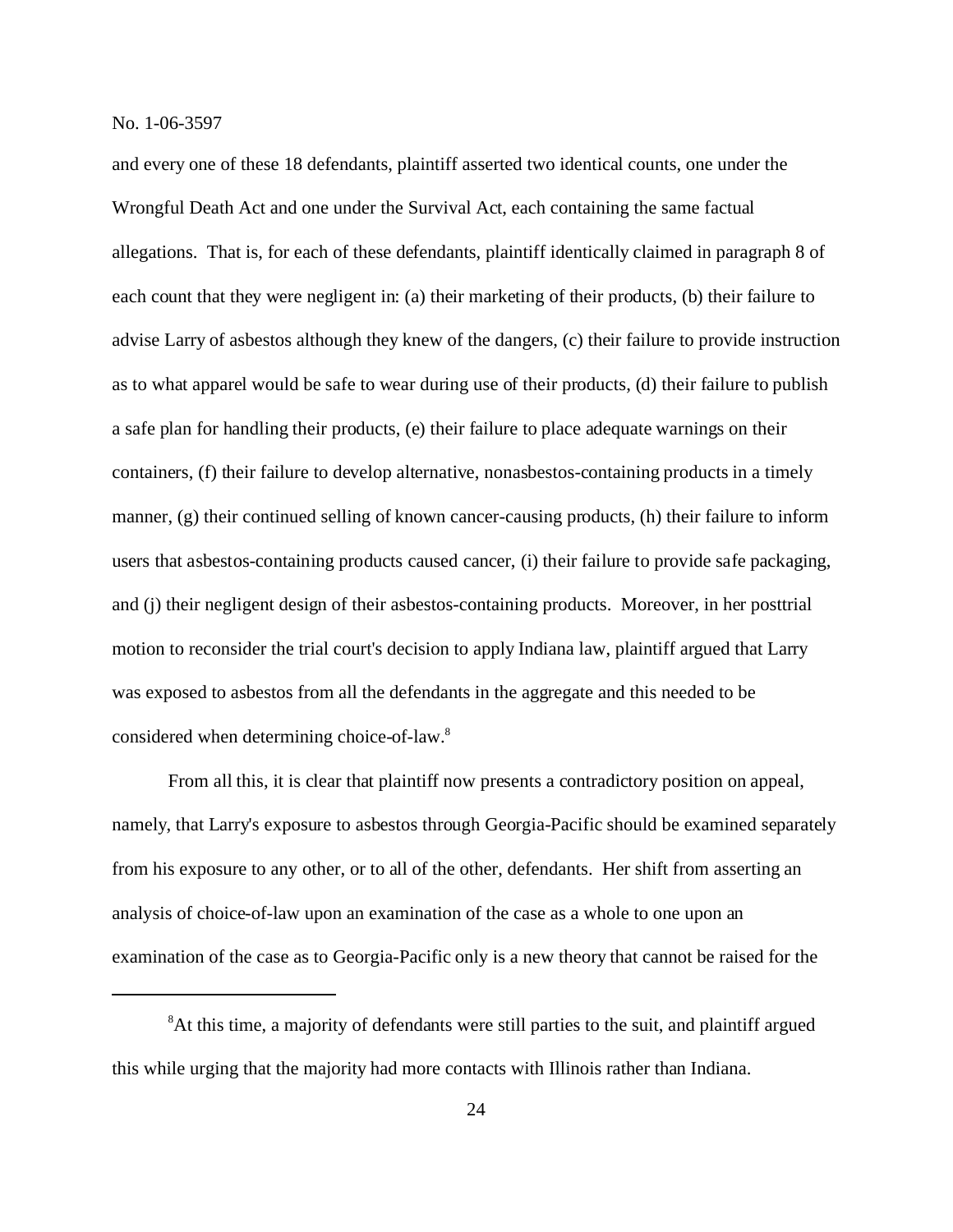and every one of these 18 defendants, plaintiff asserted two identical counts, one under the Wrongful Death Act and one under the Survival Act, each containing the same factual allegations. That is, for each of these defendants, plaintiff identically claimed in paragraph 8 of each count that they were negligent in: (a) their marketing of their products, (b) their failure to advise Larry of asbestos although they knew of the dangers, (c) their failure to provide instruction as to what apparel would be safe to wear during use of their products, (d) their failure to publish a safe plan for handling their products, (e) their failure to place adequate warnings on their containers, (f) their failure to develop alternative, nonasbestos-containing products in a timely manner, (g) their continued selling of known cancer-causing products, (h) their failure to inform users that asbestos-containing products caused cancer, (i) their failure to provide safe packaging, and (j) their negligent design of their asbestos-containing products. Moreover, in her posttrial motion to reconsider the trial court's decision to apply Indiana law, plaintiff argued that Larry was exposed to asbestos from all the defendants in the aggregate and this needed to be considered when determining choice-of-law.[8]

From all this, it is clear that plaintiff now presents a contradictory position on appeal, namely, that Larry's exposure to asbestos through Georgia-Pacific should be examined separately from his exposure to any other, or to all of the other, defendants. Her shift from asserting an analysis of choice-of-law upon an examination of the case as a whole to one upon an examination of the case as to Georgia-Pacific only is a new theory that cannot be raised for the

---

[8] At this time, a majority of defendants were still parties to the suit, and plaintiff argued this while urging that the majority had more contacts with Illinois rather than Indiana.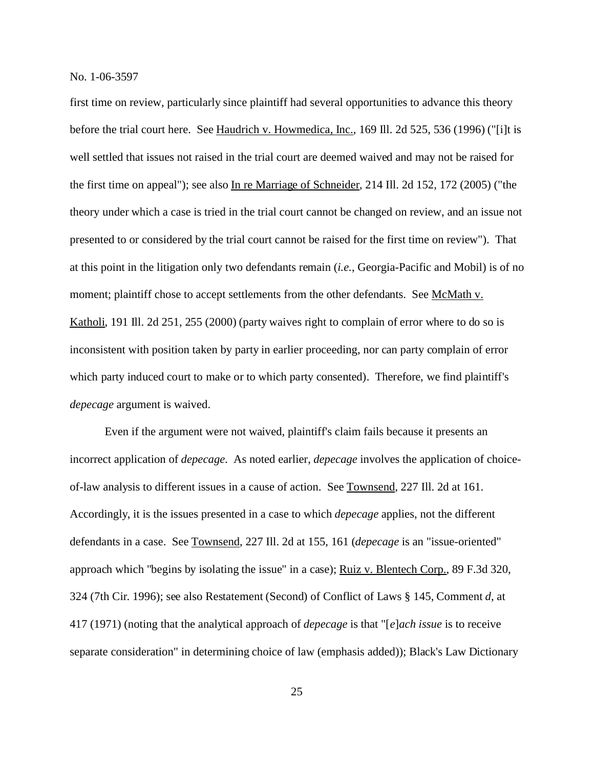first time on review, particularly since plaintiff had several opportunities to advance this theory before the trial court here. See Haudrich v. Howmedica, Inc., 169 Ill. 2d 525, 536 (1996) ("[i]t is well settled that issues not raised in the trial court are deemed waived and may not be raised for the first time on appeal"); see also In re Marriage of Schneider, 214 Ill. 2d 152, 172 (2005) ("the theory under which a case is tried in the trial court cannot be changed on review, and an issue not presented to or considered by the trial court cannot be raised for the first time on review"). That at this point in the litigation only two defendants remain (*i.e.*, Georgia-Pacific and Mobil) is of no moment; plaintiff chose to accept settlements from the other defendants. See McMath v. Katholi, 191 Ill. 2d 251, 255 (2000) (party waives right to complain of error where to do so is inconsistent with position taken by party in earlier proceeding, nor can party complain of error which party induced court to make or to which party consented). Therefore, we find plaintiff's *depecage* argument is waived.

Even if the argument were not waived, plaintiff's claim fails because it presents an incorrect application of *depecage*. As noted earlier, *depecage* involves the application of choice-of-law analysis to different issues in a cause of action. See Townsend, 227 Ill. 2d at 161. Accordingly, it is the issues presented in a case to which *depecage* applies, not the different defendants in a case. See Townsend, 227 Ill. 2d at 155, 161 (*depecage* is an "issue-oriented" approach which "begins by isolating the issue" in a case); Ruiz v. Blentech Corp., 89 F.3d 320, 324 (7th Cir. 1996); see also Restatement (Second) of Conflict of Laws § 145, Comment *d*, at 417 (1971) (noting that the analytical approach of *depecage* is that "[*e*]*ach issue* is to receive separate consideration" in determining choice of law (emphasis added)); Black's Law Dictionary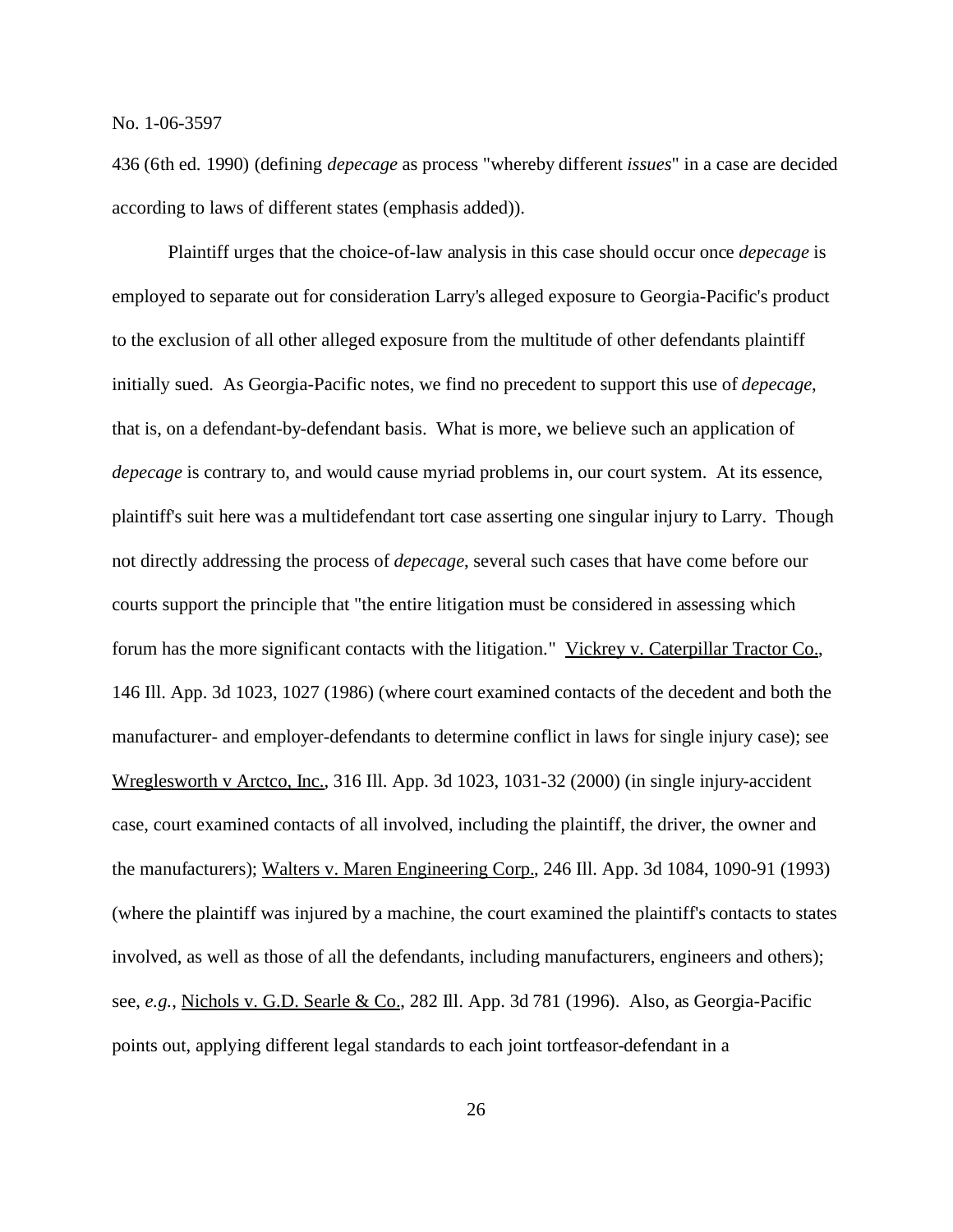436 (6th ed. 1990) (defining *depecage* as process "whereby different *issues*" in a case are decided according to laws of different states (emphasis added)).

Plaintiff urges that the choice-of-law analysis in this case should occur once *depecage* is employed to separate out for consideration Larry's alleged exposure to Georgia-Pacific's product to the exclusion of all other alleged exposure from the multitude of other defendants plaintiff initially sued. As Georgia-Pacific notes, we find no precedent to support this use of *depecage*, that is, on a defendant-by-defendant basis. What is more, we believe such an application of *depecage* is contrary to, and would cause myriad problems in, our court system. At its essence, plaintiff's suit here was a multidefendant tort case asserting one singular injury to Larry. Though not directly addressing the process of *depecage*, several such cases that have come before our courts support the principle that "the entire litigation must be considered in assessing which forum has the more significant contacts with the litigation." Vickrey v. Caterpillar Tractor Co., 146 Ill. App. 3d 1023, 1027 (1986) (where court examined contacts of the decedent and both the manufacturer- and employer-defendants to determine conflict in laws for single injury case); see Wreglesworth v Arctco, Inc., 316 Ill. App. 3d 1023, 1031-32 (2000) (in single injury-accident case, court examined contacts of all involved, including the plaintiff, the driver, the owner and the manufacturers); Walters v. Maren Engineering Corp., 246 Ill. App. 3d 1084, 1090-91 (1993) (where the plaintiff was injured by a machine, the court examined the plaintiff's contacts to states involved, as well as those of all the defendants, including manufacturers, engineers and others); see, *e.g.*, Nichols v. G.D. Searle & Co., 282 Ill. App. 3d 781 (1996). Also, as Georgia-Pacific points out, applying different legal standards to each joint tortfeasor-defendant in a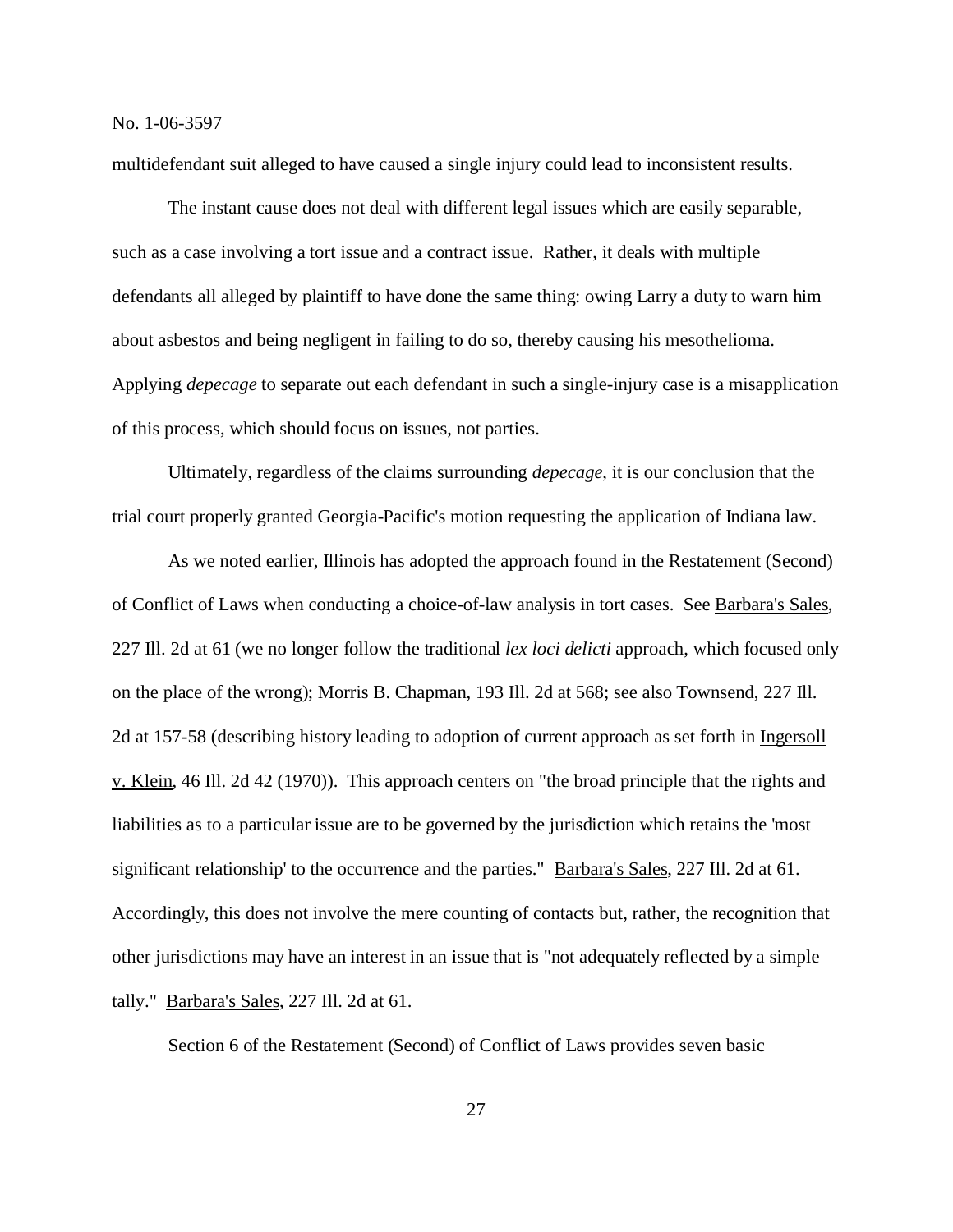multidefendant suit alleged to have caused a single injury could lead to inconsistent results.

The instant cause does not deal with different legal issues which are easily separable, such as a case involving a tort issue and a contract issue. Rather, it deals with multiple defendants all alleged by plaintiff to have done the same thing: owing Larry a duty to warn him about asbestos and being negligent in failing to do so, thereby causing his mesothelioma. Applying *depecage* to separate out each defendant in such a single-injury case is a misapplication of this process, which should focus on issues, not parties.

Ultimately, regardless of the claims surrounding *depecage*, it is our conclusion that the trial court properly granted Georgia-Pacific's motion requesting the application of Indiana law.

As we noted earlier, Illinois has adopted the approach found in the Restatement (Second) of Conflict of Laws when conducting a choice-of-law analysis in tort cases. See Barbara's Sales, 227 Ill. 2d at 61 (we no longer follow the traditional *lex loci delicti* approach, which focused only on the place of the wrong); Morris B. Chapman, 193 Ill. 2d at 568; see also Townsend, 227 Ill. 2d at 157-58 (describing history leading to adoption of current approach as set forth in Ingersoll v. Klein, 46 Ill. 2d 42 (1970)). This approach centers on "the broad principle that the rights and liabilities as to a particular issue are to be governed by the jurisdiction which retains the 'most significant relationship' to the occurrence and the parties." Barbara's Sales, 227 Ill. 2d at 61. Accordingly, this does not involve the mere counting of contacts but, rather, the recognition that other jurisdictions may have an interest in an issue that is "not adequately reflected by a simple tally." Barbara's Sales, 227 Ill. 2d at 61.

Section 6 of the Restatement (Second) of Conflict of Laws provides seven basic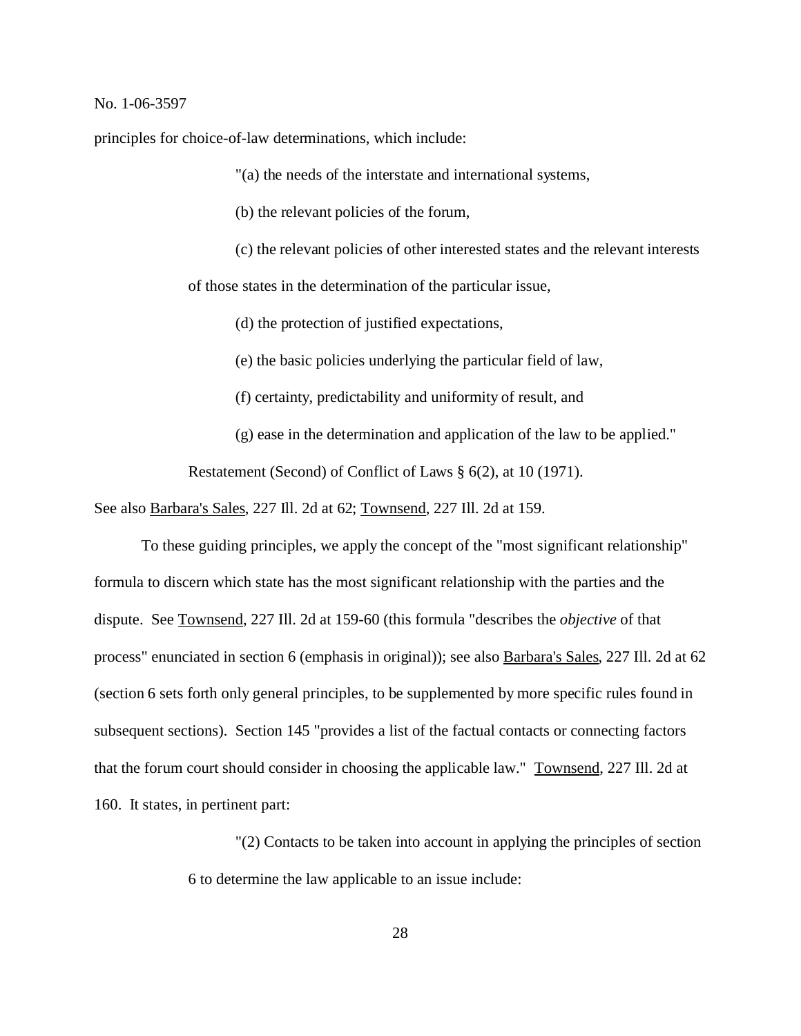principles for choice-of-law determinations, which include:

> "(a) the needs of the interstate and international systems,
>
> (b) the relevant policies of the forum,
>
> (c) the relevant policies of other interested states and the relevant interests of those states in the determination of the particular issue,
>
> (d) the protection of justified expectations,
>
> (e) the basic policies underlying the particular field of law,
>
> (f) certainty, predictability and uniformity of result, and
>
> (g) ease in the determination and application of the law to be applied."
>
> Restatement (Second) of Conflict of Laws § 6(2), at 10 (1971).

See also Barbara's Sales, 227 Ill. 2d at 62; Townsend, 227 Ill. 2d at 159.

To these guiding principles, we apply the concept of the "most significant relationship" formula to discern which state has the most significant relationship with the parties and the dispute. See Townsend, 227 Ill. 2d at 159-60 (this formula "describes the *objective* of that process" enunciated in section 6 (emphasis in original)); see also Barbara's Sales, 227 Ill. 2d at 62 (section 6 sets forth only general principles, to be supplemented by more specific rules found in subsequent sections). Section 145 "provides a list of the factual contacts or connecting factors that the forum court should consider in choosing the applicable law." Townsend, 227 Ill. 2d at 160. It states, in pertinent part:

> "(2) Contacts to be taken into account in applying the principles of section 6 to determine the law applicable to an issue include: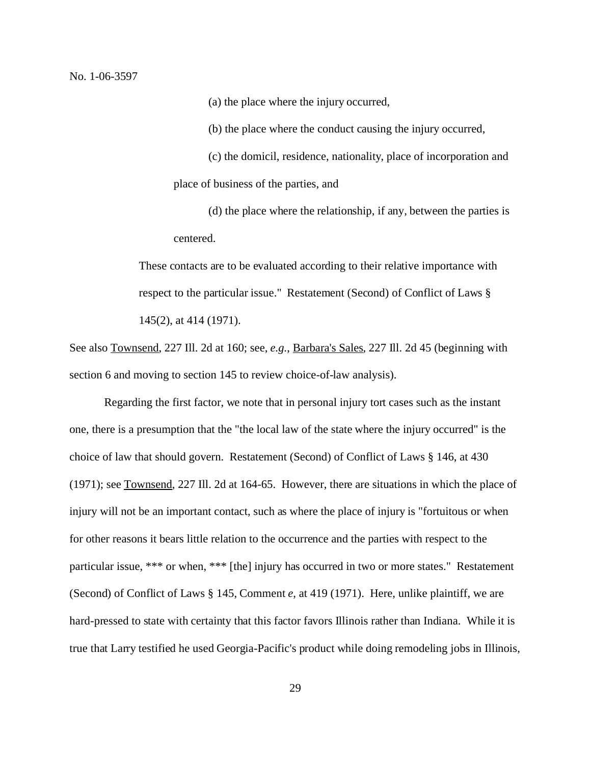(a) the place where the injury occurred,

(b) the place where the conduct causing the injury occurred,

(c) the domicil, residence, nationality, place of incorporation and place of business of the parties, and

(d) the place where the relationship, if any, between the parties is centered.

> These contacts are to be evaluated according to their relative importance with respect to the particular issue." Restatement (Second) of Conflict of Laws § 145(2), at 414 (1971).

See also Townsend, 227 Ill. 2d at 160; see, *e.g.*, Barbara's Sales, 227 Ill. 2d 45 (beginning with section 6 and moving to section 145 to review choice-of-law analysis).

Regarding the first factor, we note that in personal injury tort cases such as the instant one, there is a presumption that the "the local law of the state where the injury occurred" is the choice of law that should govern. Restatement (Second) of Conflict of Laws § 146, at 430 (1971); see Townsend, 227 Ill. 2d at 164-65. However, there are situations in which the place of injury will not be an important contact, such as where the place of injury is "fortuitous or when for other reasons it bears little relation to the occurrence and the parties with respect to the particular issue, *** or when, *** [the] injury has occurred in two or more states." Restatement (Second) of Conflict of Laws § 145, Comment *e*, at 419 (1971). Here, unlike plaintiff, we are hard-pressed to state with certainty that this factor favors Illinois rather than Indiana. While it is true that Larry testified he used Georgia-Pacific's product while doing remodeling jobs in Illinois,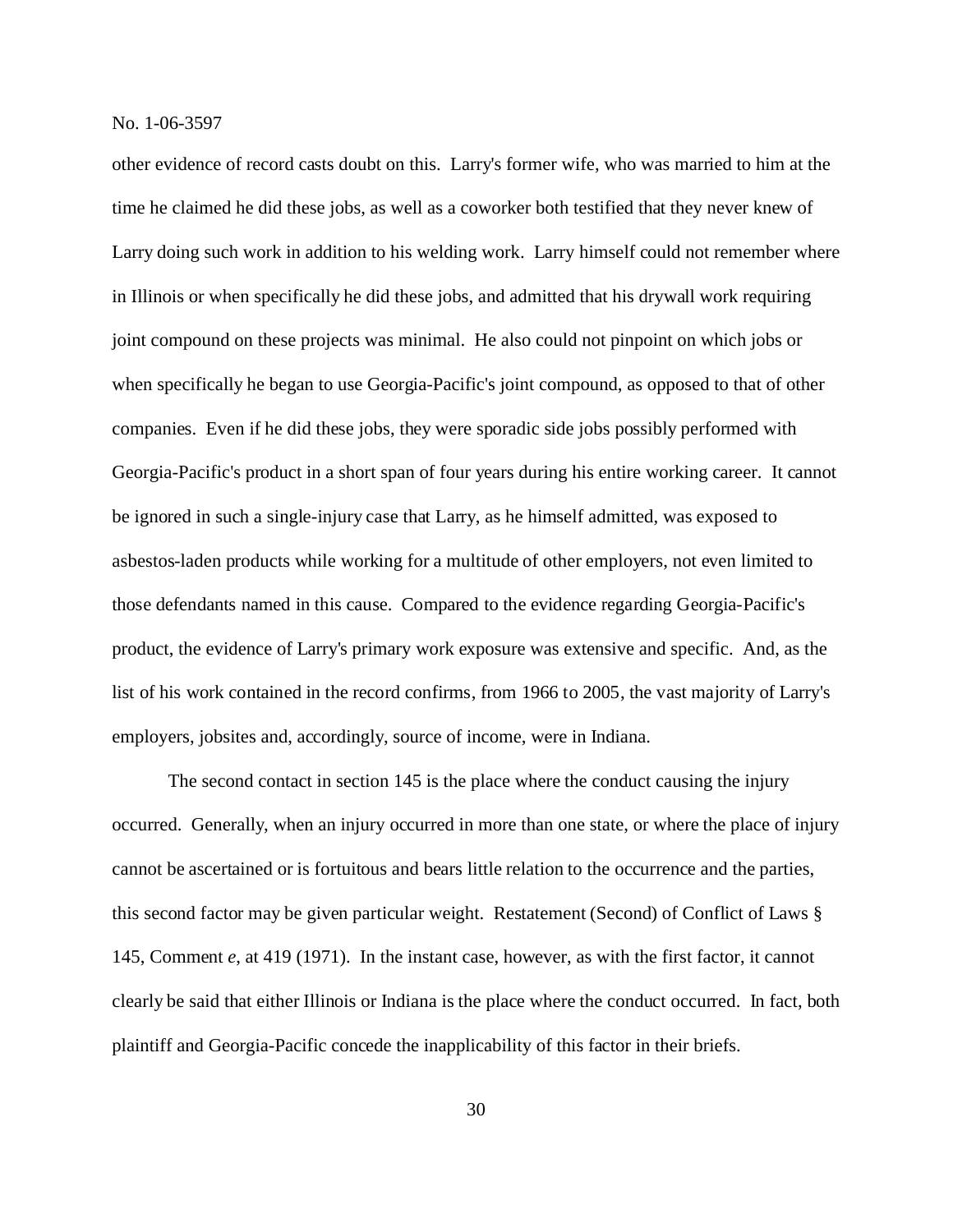other evidence of record casts doubt on this. Larry's former wife, who was married to him at the time he claimed he did these jobs, as well as a coworker both testified that they never knew of Larry doing such work in addition to his welding work. Larry himself could not remember where in Illinois or when specifically he did these jobs, and admitted that his drywall work requiring joint compound on these projects was minimal. He also could not pinpoint on which jobs or when specifically he began to use Georgia-Pacific's joint compound, as opposed to that of other companies. Even if he did these jobs, they were sporadic side jobs possibly performed with Georgia-Pacific's product in a short span of four years during his entire working career. It cannot be ignored in such a single-injury case that Larry, as he himself admitted, was exposed to asbestos-laden products while working for a multitude of other employers, not even limited to those defendants named in this cause. Compared to the evidence regarding Georgia-Pacific's product, the evidence of Larry's primary work exposure was extensive and specific. And, as the list of his work contained in the record confirms, from 1966 to 2005, the vast majority of Larry's employers, jobsites and, accordingly, source of income, were in Indiana.

The second contact in section 145 is the place where the conduct causing the injury occurred. Generally, when an injury occurred in more than one state, or where the place of injury cannot be ascertained or is fortuitous and bears little relation to the occurrence and the parties, this second factor may be given particular weight. Restatement (Second) of Conflict of Laws § 145, Comment *e*, at 419 (1971). In the instant case, however, as with the first factor, it cannot clearly be said that either Illinois or Indiana is the place where the conduct occurred. In fact, both plaintiff and Georgia-Pacific concede the inapplicability of this factor in their briefs.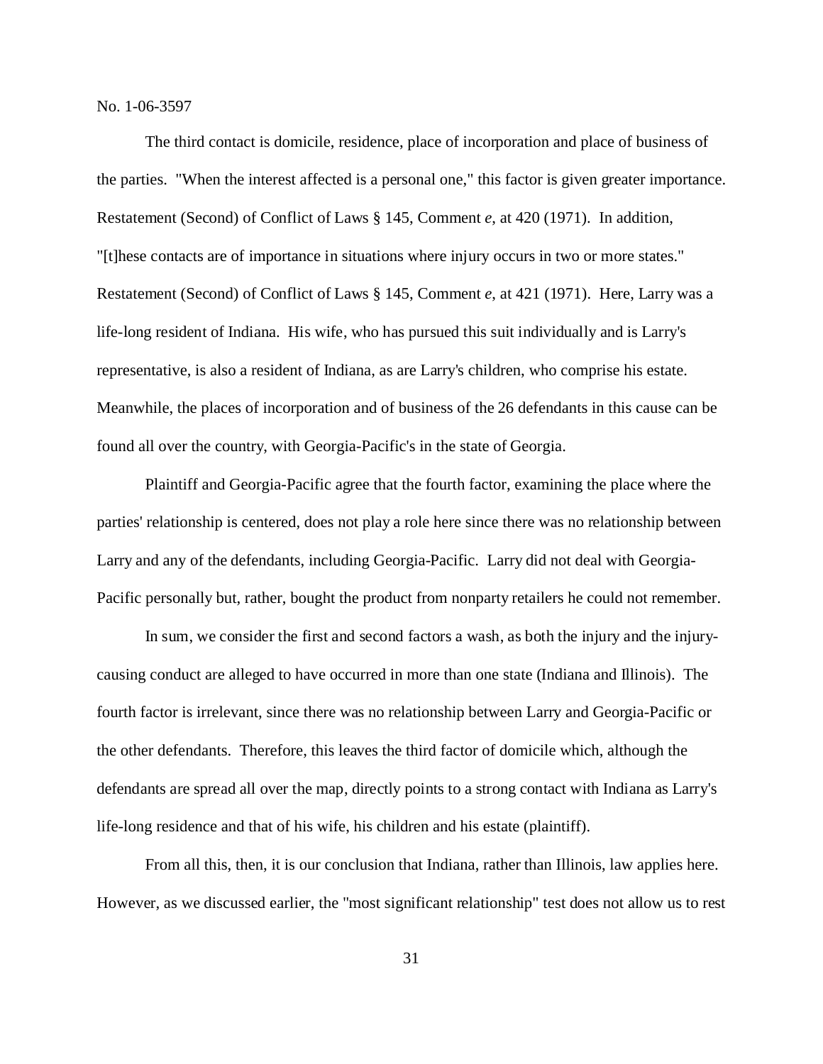The third contact is domicile, residence, place of incorporation and place of business of the parties. "When the interest affected is a personal one," this factor is given greater importance. Restatement (Second) of Conflict of Laws § 145, Comment *e*, at 420 (1971). In addition, "[t]hese contacts are of importance in situations where injury occurs in two or more states." Restatement (Second) of Conflict of Laws § 145, Comment *e*, at 421 (1971). Here, Larry was a life-long resident of Indiana. His wife, who has pursued this suit individually and is Larry's representative, is also a resident of Indiana, as are Larry's children, who comprise his estate. Meanwhile, the places of incorporation and of business of the 26 defendants in this cause can be found all over the country, with Georgia-Pacific's in the state of Georgia.

Plaintiff and Georgia-Pacific agree that the fourth factor, examining the place where the parties' relationship is centered, does not play a role here since there was no relationship between Larry and any of the defendants, including Georgia-Pacific. Larry did not deal with Georgia-Pacific personally but, rather, bought the product from nonparty retailers he could not remember.

In sum, we consider the first and second factors a wash, as both the injury and the injury-causing conduct are alleged to have occurred in more than one state (Indiana and Illinois). The fourth factor is irrelevant, since there was no relationship between Larry and Georgia-Pacific or the other defendants. Therefore, this leaves the third factor of domicile which, although the defendants are spread all over the map, directly points to a strong contact with Indiana as Larry's life-long residence and that of his wife, his children and his estate (plaintiff).

From all this, then, it is our conclusion that Indiana, rather than Illinois, law applies here. However, as we discussed earlier, the "most significant relationship" test does not allow us to rest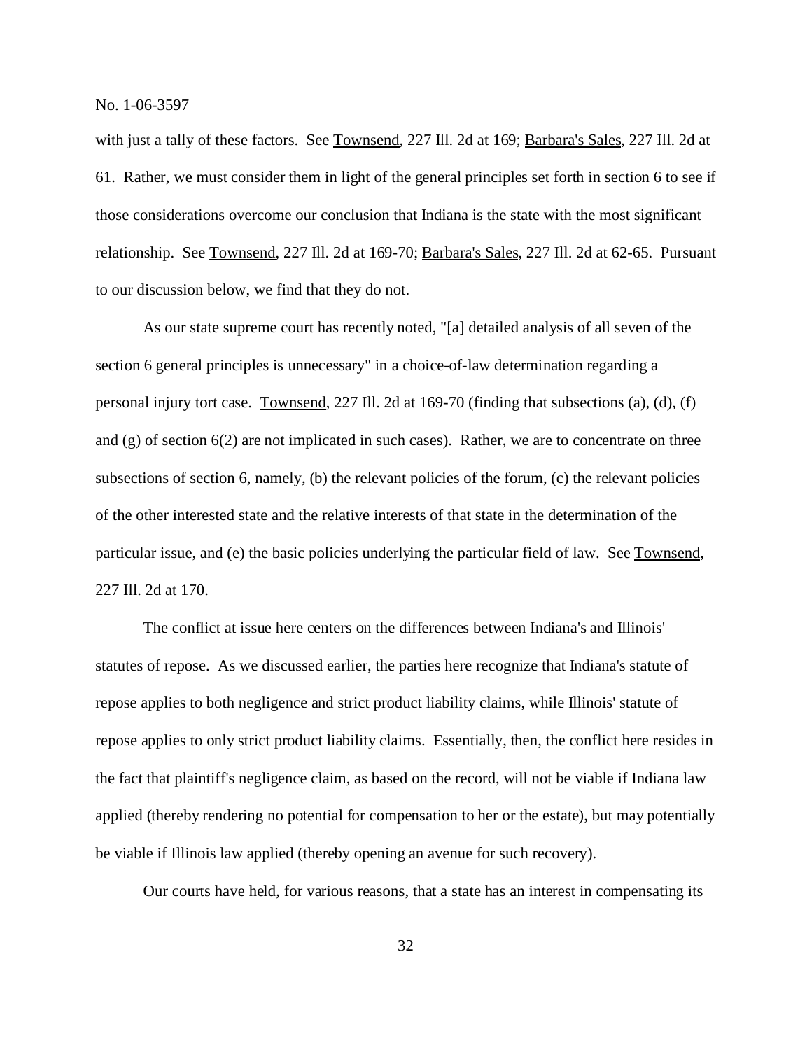with just a tally of these factors. See Townsend, 227 Ill. 2d at 169; Barbara's Sales, 227 Ill. 2d at 61. Rather, we must consider them in light of the general principles set forth in section 6 to see if those considerations overcome our conclusion that Indiana is the state with the most significant relationship. See Townsend, 227 Ill. 2d at 169-70; Barbara's Sales, 227 Ill. 2d at 62-65. Pursuant to our discussion below, we find that they do not.

As our state supreme court has recently noted, "[a] detailed analysis of all seven of the section 6 general principles is unnecessary" in a choice-of-law determination regarding a personal injury tort case. Townsend, 227 Ill. 2d at 169-70 (finding that subsections (a), (d), (f) and (g) of section 6(2) are not implicated in such cases). Rather, we are to concentrate on three subsections of section 6, namely, (b) the relevant policies of the forum, (c) the relevant policies of the other interested state and the relative interests of that state in the determination of the particular issue, and (e) the basic policies underlying the particular field of law. See Townsend, 227 Ill. 2d at 170.

The conflict at issue here centers on the differences between Indiana's and Illinois' statutes of repose. As we discussed earlier, the parties here recognize that Indiana's statute of repose applies to both negligence and strict product liability claims, while Illinois' statute of repose applies to only strict product liability claims. Essentially, then, the conflict here resides in the fact that plaintiff's negligence claim, as based on the record, will not be viable if Indiana law applied (thereby rendering no potential for compensation to her or the estate), but may potentially be viable if Illinois law applied (thereby opening an avenue for such recovery).

Our courts have held, for various reasons, that a state has an interest in compensating its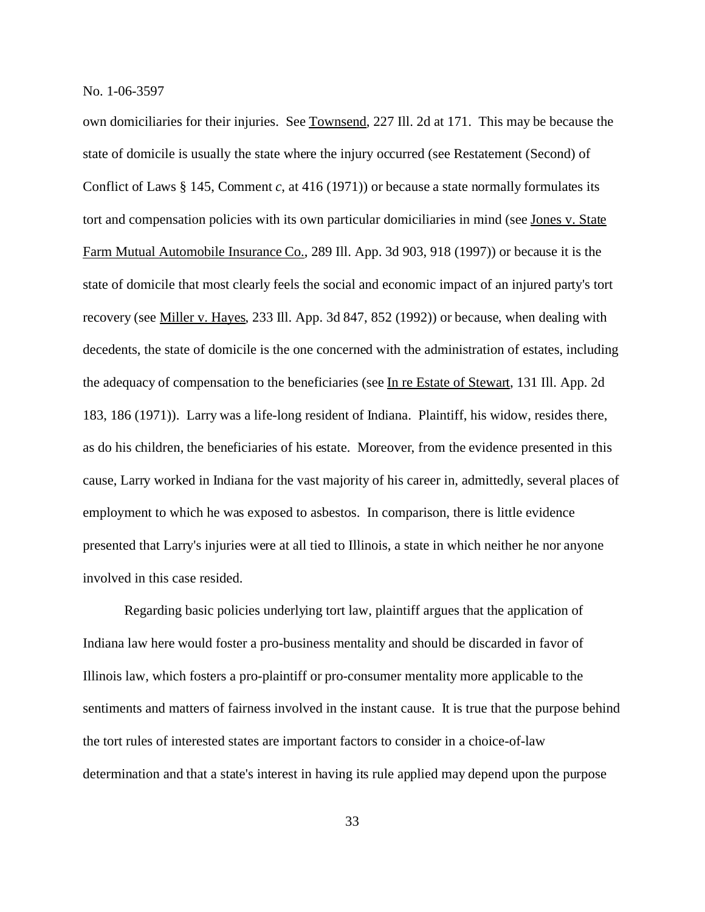own domiciliaries for their injuries. See Townsend, 227 Ill. 2d at 171. This may be because the state of domicile is usually the state where the injury occurred (see Restatement (Second) of Conflict of Laws § 145, Comment *c*, at 416 (1971)) or because a state normally formulates its tort and compensation policies with its own particular domiciliaries in mind (see Jones v. State Farm Mutual Automobile Insurance Co., 289 Ill. App. 3d 903, 918 (1997)) or because it is the state of domicile that most clearly feels the social and economic impact of an injured party's tort recovery (see Miller v. Hayes, 233 Ill. App. 3d 847, 852 (1992)) or because, when dealing with decedents, the state of domicile is the one concerned with the administration of estates, including the adequacy of compensation to the beneficiaries (see In re Estate of Stewart, 131 Ill. App. 2d 183, 186 (1971)). Larry was a life-long resident of Indiana. Plaintiff, his widow, resides there, as do his children, the beneficiaries of his estate. Moreover, from the evidence presented in this cause, Larry worked in Indiana for the vast majority of his career in, admittedly, several places of employment to which he was exposed to asbestos. In comparison, there is little evidence presented that Larry's injuries were at all tied to Illinois, a state in which neither he nor anyone involved in this case resided.

Regarding basic policies underlying tort law, plaintiff argues that the application of Indiana law here would foster a pro-business mentality and should be discarded in favor of Illinois law, which fosters a pro-plaintiff or pro-consumer mentality more applicable to the sentiments and matters of fairness involved in the instant cause. It is true that the purpose behind the tort rules of interested states are important factors to consider in a choice-of-law determination and that a state's interest in having its rule applied may depend upon the purpose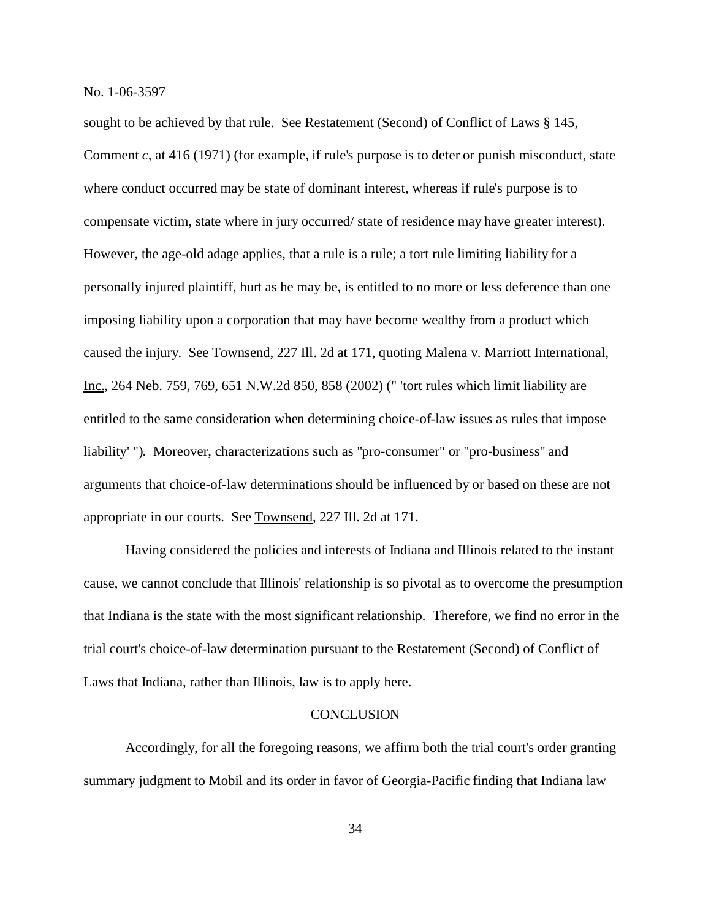sought to be achieved by that rule. See Restatement (Second) of Conflict of Laws § 145, Comment *c*, at 416 (1971) (for example, if rule's purpose is to deter or punish misconduct, state where conduct occurred may be state of dominant interest, whereas if rule's purpose is to compensate victim, state where in jury occurred/ state of residence may have greater interest). However, the age-old adage applies, that a rule is a rule; a tort rule limiting liability for a personally injured plaintiff, hurt as he may be, is entitled to no more or less deference than one imposing liability upon a corporation that may have become wealthy from a product which caused the injury. See Townsend, 227 Ill. 2d at 171, quoting Malena v. Marriott International, Inc., 264 Neb. 759, 769, 651 N.W.2d 850, 858 (2002) (" 'tort rules which limit liability are entitled to the same consideration when determining choice-of-law issues as rules that impose liability' "). Moreover, characterizations such as "pro-consumer" or "pro-business" and arguments that choice-of-law determinations should be influenced by or based on these are not appropriate in our courts. See Townsend, 227 Ill. 2d at 171.

Having considered the policies and interests of Indiana and Illinois related to the instant cause, we cannot conclude that Illinois' relationship is so pivotal as to overcome the presumption that Indiana is the state with the most significant relationship. Therefore, we find no error in the trial court's choice-of-law determination pursuant to the Restatement (Second) of Conflict of Laws that Indiana, rather than Illinois, law is to apply here.

## CONCLUSION

Accordingly, for all the foregoing reasons, we affirm both the trial court's order granting summary judgment to Mobil and its order in favor of Georgia-Pacific finding that Indiana law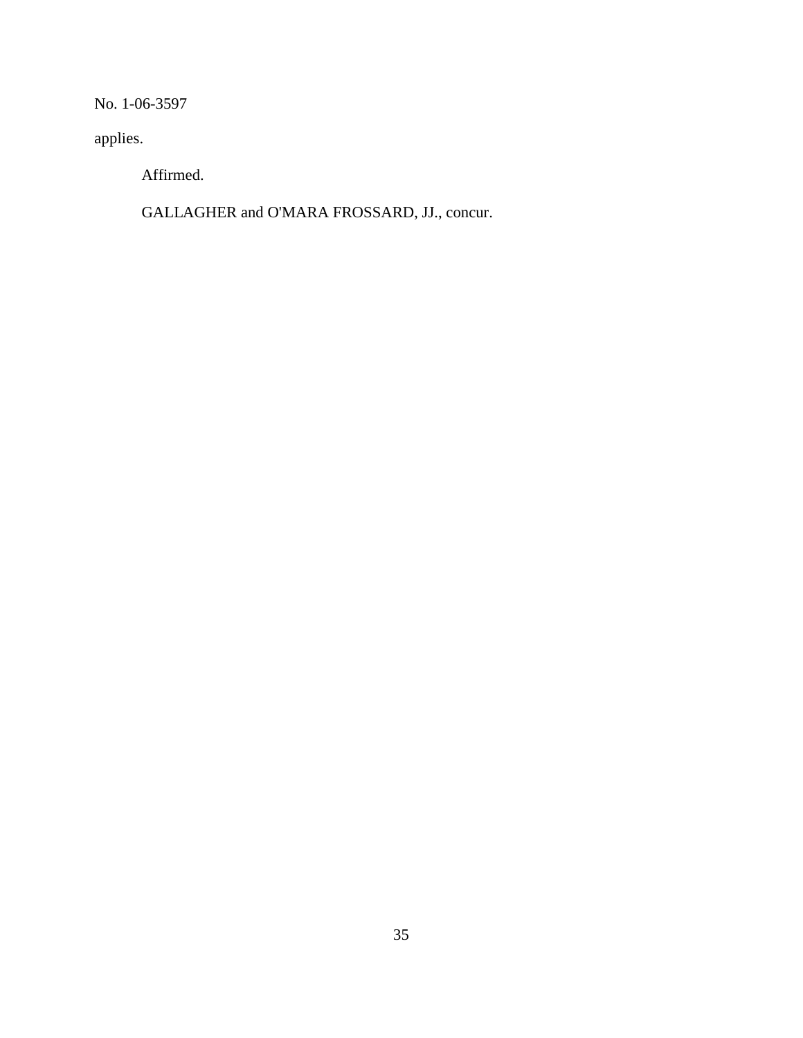applies.

Affirmed.

GALLAGHER and O'MARA FROSSARD, JJ., concur.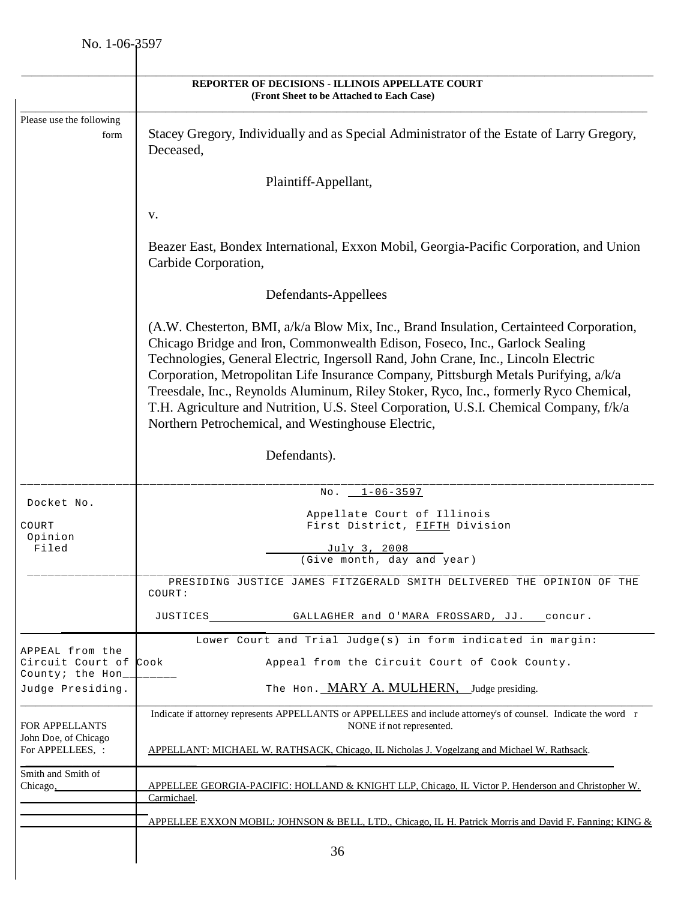No. 1-06-3597

**REPORTER OF DECISIONS - ILLINOIS APPELLATE COURT**
**(Front Sheet to be Attached to Each Case)**

Please use the following form

Stacey Gregory, Individually and as Special Administrator of the Estate of Larry Gregory, Deceased,

Plaintiff-Appellant,

v.

Beazer East, Bondex International, Exxon Mobil, Georgia-Pacific Corporation, and Union Carbide Corporation,

Defendants-Appellees

(A.W. Chesterton, BMI, a/k/a Blow Mix, Inc., Brand Insulation, Certainteed Corporation, Chicago Bridge and Iron, Commonwealth Edison, Foseco, Inc., Garlock Sealing Technologies, General Electric, Ingersoll Rand, John Crane, Inc., Lincoln Electric Corporation, Metropolitan Life Insurance Company, Pittsburgh Metals Purifying, a/k/a Treesdale, Inc., Reynolds Aluminum, Riley Stoker, Ryco, Inc., formerly Ryco Chemical, T.H. Agriculture and Nutrition, U.S. Steel Corporation, U.S.I. Chemical Company, f/k/a Northern Petrochemical, and Westinghouse Electric,

Defendants).

Docket No. — No. 1-06-3597

COURT — Appellate Court of Illinois, First District, FIFTH Division

Opinion Filed — July 3, 2008 (Give month, day and year)

PRESIDING JUSTICE JAMES FITZGERALD SMITH DELIVERED THE OPINION OF THE COURT:

JUSTICES GALLAGHER and O'MARA FROSSARD, JJ. concur.

Lower Court and Trial Judge(s) in form indicated in margin:

APPEAL from the Circuit Court of Cook County; the Hon.\_\_\_\_\_\_\_ Judge Presiding.

Appeal from the Circuit Court of Cook County.

The Hon. MARY A. MULHERN, Judge presiding.

Indicate if attorney represents APPELLANTS or APPELLEES and include attorney's of counsel. Indicate the word NONE if not represented.

FOR APPELLANTS John Doe, of Chicago
For APPELLEES, : Smith and Smith of Chicago,

APPELLANT: MICHAEL W. RATHSACK, Chicago, IL Nicholas J. Vogelzang and Michael W. Rathsack.

APPELLEE GEORGIA-PACIFIC: HOLLAND & KNIGHT LLP, Chicago, IL Victor P. Henderson and Christopher W. Carmichael.

APPELLEE EXXON MOBIL: JOHNSON & BELL, LTD., Chicago, IL H. Patrick Morris and David F. Fanning; KING &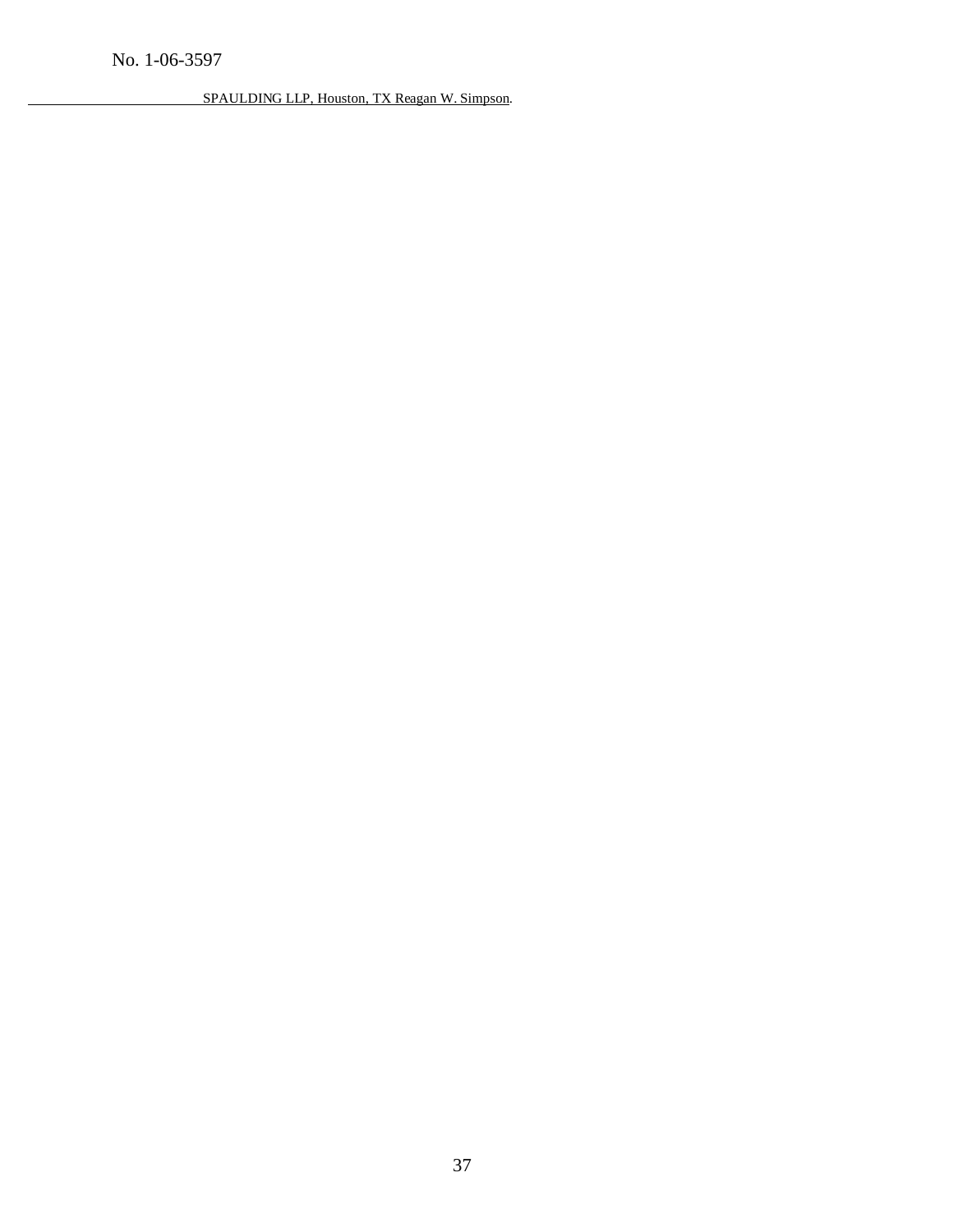SPAULDING LLP, Houston, TX Reagan W. Simpson.